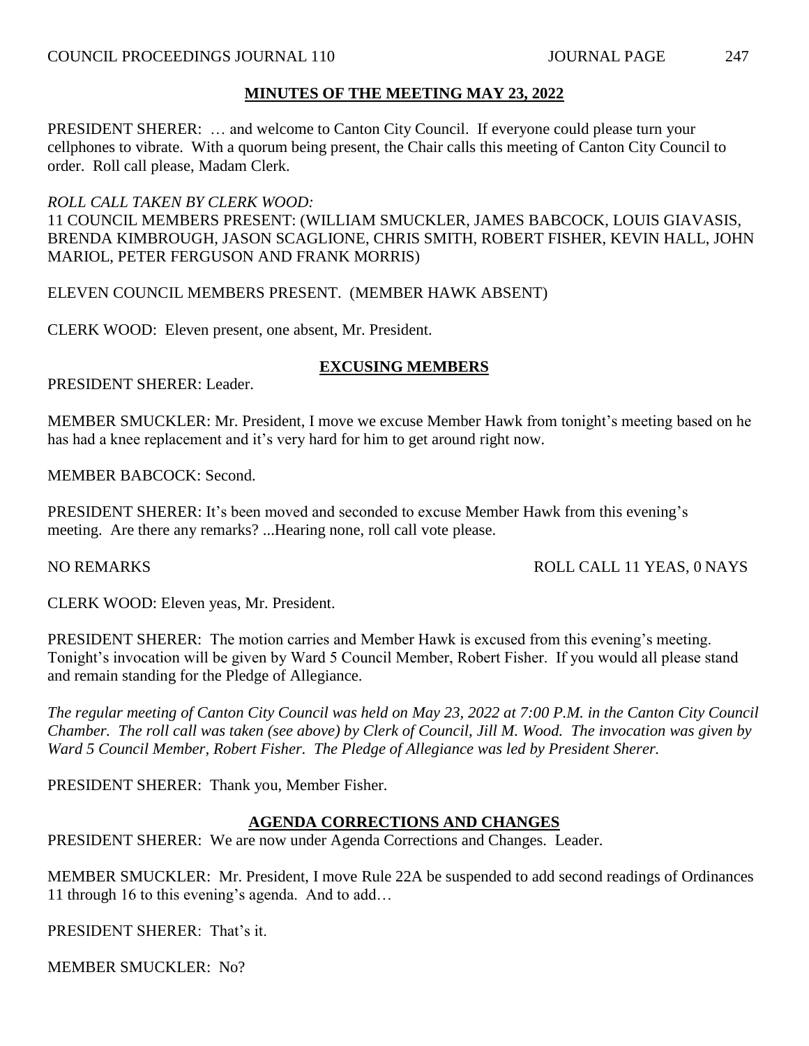## MINUTES OF THE MEETING MAY 23, 2022

PRESIDENT SHERER: … and welcome to Canton City Council. If everyone could please turn your cellphones to vibrate. With a quorum being present, the Chair calls this meeting of Canton City Council to order. Roll call please, Madam Clerk.

*ROLL CALL TAKEN BY CLERK WOOD:*
11 COUNCIL MEMBERS PRESENT: (WILLIAM SMUCKLER, JAMES BABCOCK, LOUIS GIAVASIS, BRENDA KIMBROUGH, JASON SCAGLIONE, CHRIS SMITH, ROBERT FISHER, KEVIN HALL, JOHN MARIOL, PETER FERGUSON AND FRANK MORRIS)

ELEVEN COUNCIL MEMBERS PRESENT. (MEMBER HAWK ABSENT)

CLERK WOOD: Eleven present, one absent, Mr. President.

### EXCUSING MEMBERS

PRESIDENT SHERER: Leader.

MEMBER SMUCKLER: Mr. President, I move we excuse Member Hawk from tonight's meeting based on he has had a knee replacement and it's very hard for him to get around right now.

MEMBER BABCOCK: Second.

PRESIDENT SHERER: It's been moved and seconded to excuse Member Hawk from this evening's meeting. Are there any remarks? ...Hearing none, roll call vote please.

NO REMARKS ROLL CALL 11 YEAS, 0 NAYS

CLERK WOOD: Eleven yeas, Mr. President.

PRESIDENT SHERER: The motion carries and Member Hawk is excused from this evening's meeting. Tonight's invocation will be given by Ward 5 Council Member, Robert Fisher. If you would all please stand and remain standing for the Pledge of Allegiance.

*The regular meeting of Canton City Council was held on May 23, 2022 at 7:00 P.M. in the Canton City Council Chamber. The roll call was taken (see above) by Clerk of Council, Jill M. Wood. The invocation was given by Ward 5 Council Member, Robert Fisher. The Pledge of Allegiance was led by President Sherer.*

PRESIDENT SHERER: Thank you, Member Fisher.

### AGENDA CORRECTIONS AND CHANGES

PRESIDENT SHERER: We are now under Agenda Corrections and Changes. Leader.

MEMBER SMUCKLER: Mr. President, I move Rule 22A be suspended to add second readings of Ordinances 11 through 16 to this evening's agenda. And to add…

PRESIDENT SHERER: That's it.

MEMBER SMUCKLER: No?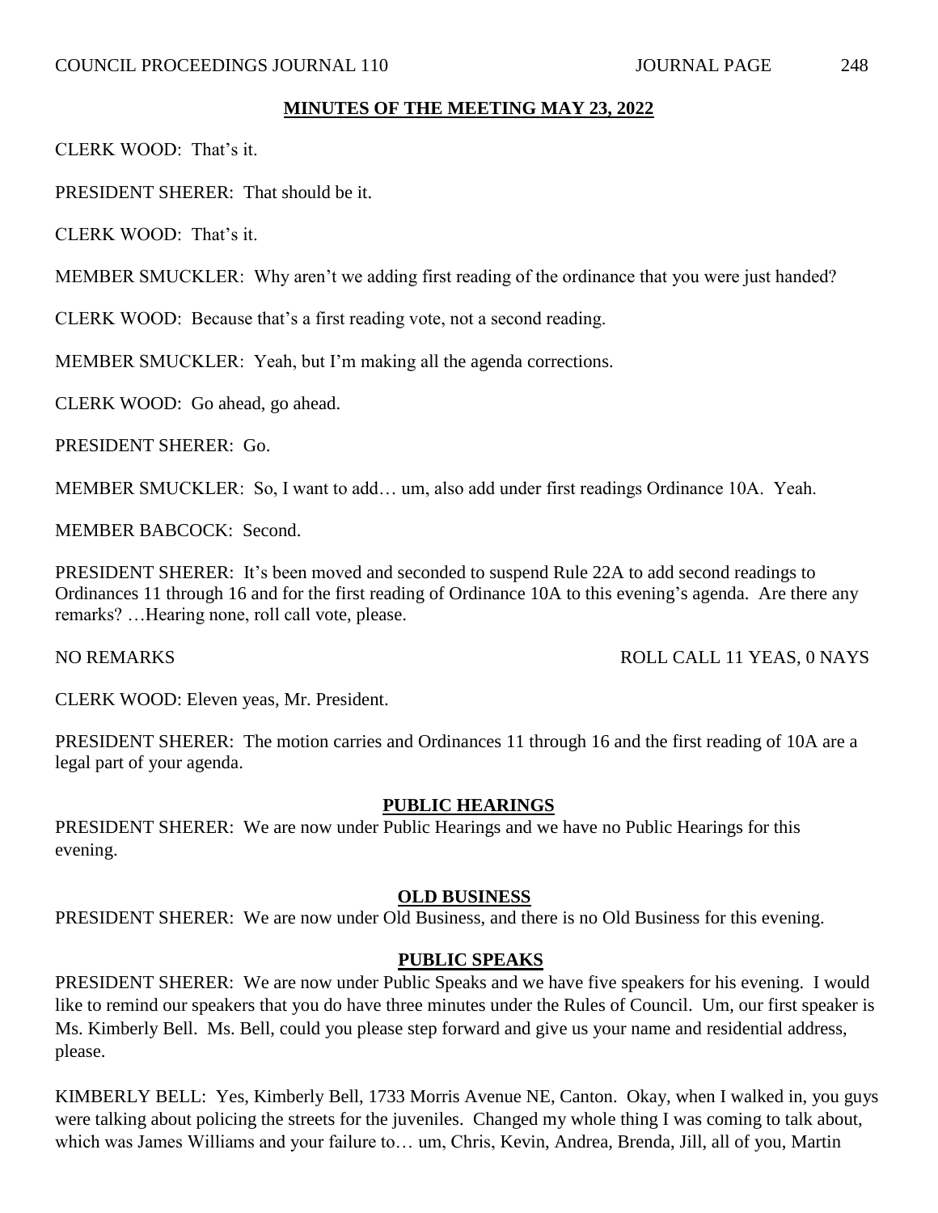## MINUTES OF THE MEETING MAY 23, 2022

CLERK WOOD: That's it.

PRESIDENT SHERER: That should be it.

CLERK WOOD: That's it.

MEMBER SMUCKLER: Why aren't we adding first reading of the ordinance that you were just handed?

CLERK WOOD: Because that's a first reading vote, not a second reading.

MEMBER SMUCKLER: Yeah, but I'm making all the agenda corrections.

CLERK WOOD: Go ahead, go ahead.

PRESIDENT SHERER: Go.

MEMBER SMUCKLER: So, I want to add… um, also add under first readings Ordinance 10A. Yeah.

MEMBER BABCOCK: Second.

PRESIDENT SHERER: It's been moved and seconded to suspend Rule 22A to add second readings to Ordinances 11 through 16 and for the first reading of Ordinance 10A to this evening's agenda. Are there any remarks? …Hearing none, roll call vote, please.

NO REMARKS ROLL CALL 11 YEAS, 0 NAYS

CLERK WOOD: Eleven yeas, Mr. President.

PRESIDENT SHERER: The motion carries and Ordinances 11 through 16 and the first reading of 10A are a legal part of your agenda.

### PUBLIC HEARINGS

PRESIDENT SHERER: We are now under Public Hearings and we have no Public Hearings for this evening.

### OLD BUSINESS

PRESIDENT SHERER: We are now under Old Business, and there is no Old Business for this evening.

### PUBLIC SPEAKS

PRESIDENT SHERER: We are now under Public Speaks and we have five speakers for his evening. I would like to remind our speakers that you do have three minutes under the Rules of Council. Um, our first speaker is Ms. Kimberly Bell. Ms. Bell, could you please step forward and give us your name and residential address, please.

KIMBERLY BELL: Yes, Kimberly Bell, 1733 Morris Avenue NE, Canton. Okay, when I walked in, you guys were talking about policing the streets for the juveniles. Changed my whole thing I was coming to talk about, which was James Williams and your failure to… um, Chris, Kevin, Andrea, Brenda, Jill, all of you, Martin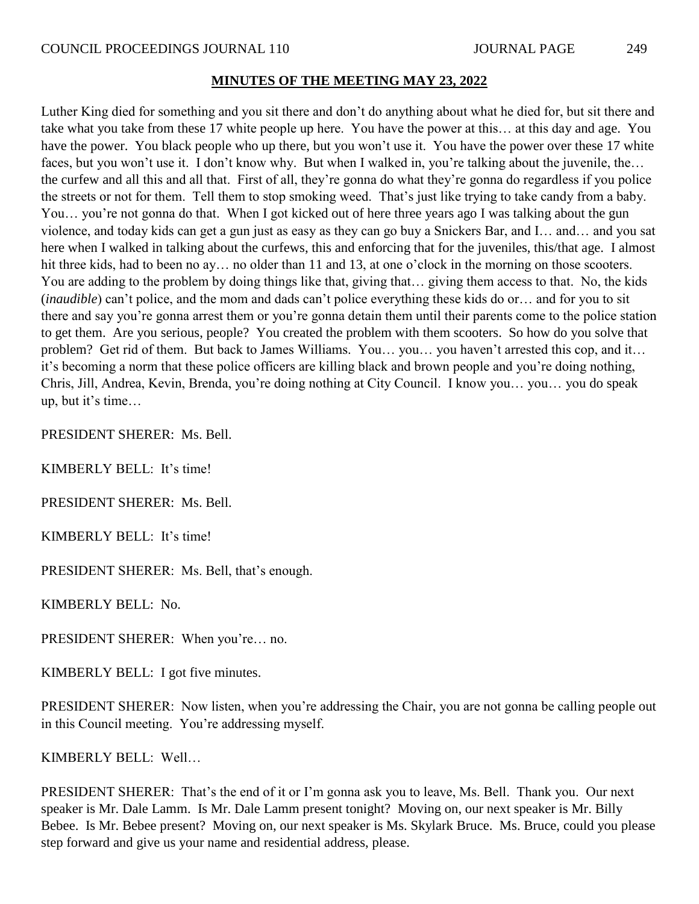## MINUTES OF THE MEETING MAY 23, 2022

Luther King died for something and you sit there and don't do anything about what he died for, but sit there and take what you take from these 17 white people up here. You have the power at this… at this day and age. You have the power. You black people who up there, but you won't use it. You have the power over these 17 white faces, but you won't use it. I don't know why. But when I walked in, you're talking about the juvenile, the… the curfew and all this and all that. First of all, they're gonna do what they're gonna do regardless if you police the streets or not for them. Tell them to stop smoking weed. That's just like trying to take candy from a baby. You… you're not gonna do that. When I got kicked out of here three years ago I was talking about the gun violence, and today kids can get a gun just as easy as they can go buy a Snickers Bar, and I… and… and you sat here when I walked in talking about the curfews, this and enforcing that for the juveniles, this/that age. I almost hit three kids, had to been no ay… no older than 11 and 13, at one o'clock in the morning on those scooters. You are adding to the problem by doing things like that, giving that… giving them access to that. No, the kids (*inaudible*) can't police, and the mom and dads can't police everything these kids do or… and for you to sit there and say you're gonna arrest them or you're gonna detain them until their parents come to the police station to get them. Are you serious, people? You created the problem with them scooters. So how do you solve that problem? Get rid of them. But back to James Williams. You… you… you haven't arrested this cop, and it… it's becoming a norm that these police officers are killing black and brown people and you're doing nothing, Chris, Jill, Andrea, Kevin, Brenda, you're doing nothing at City Council. I know you… you… you do speak up, but it's time…

PRESIDENT SHERER: Ms. Bell.

KIMBERLY BELL: It's time!

PRESIDENT SHERER: Ms. Bell.

KIMBERLY BELL: It's time!

PRESIDENT SHERER: Ms. Bell, that's enough.

KIMBERLY BELL: No.

PRESIDENT SHERER: When you're… no.

KIMBERLY BELL: I got five minutes.

PRESIDENT SHERER: Now listen, when you're addressing the Chair, you are not gonna be calling people out in this Council meeting. You're addressing myself.

KIMBERLY BELL: Well…

PRESIDENT SHERER: That's the end of it or I'm gonna ask you to leave, Ms. Bell. Thank you. Our next speaker is Mr. Dale Lamm. Is Mr. Dale Lamm present tonight? Moving on, our next speaker is Mr. Billy Bebee. Is Mr. Bebee present? Moving on, our next speaker is Ms. Skylark Bruce. Ms. Bruce, could you please step forward and give us your name and residential address, please.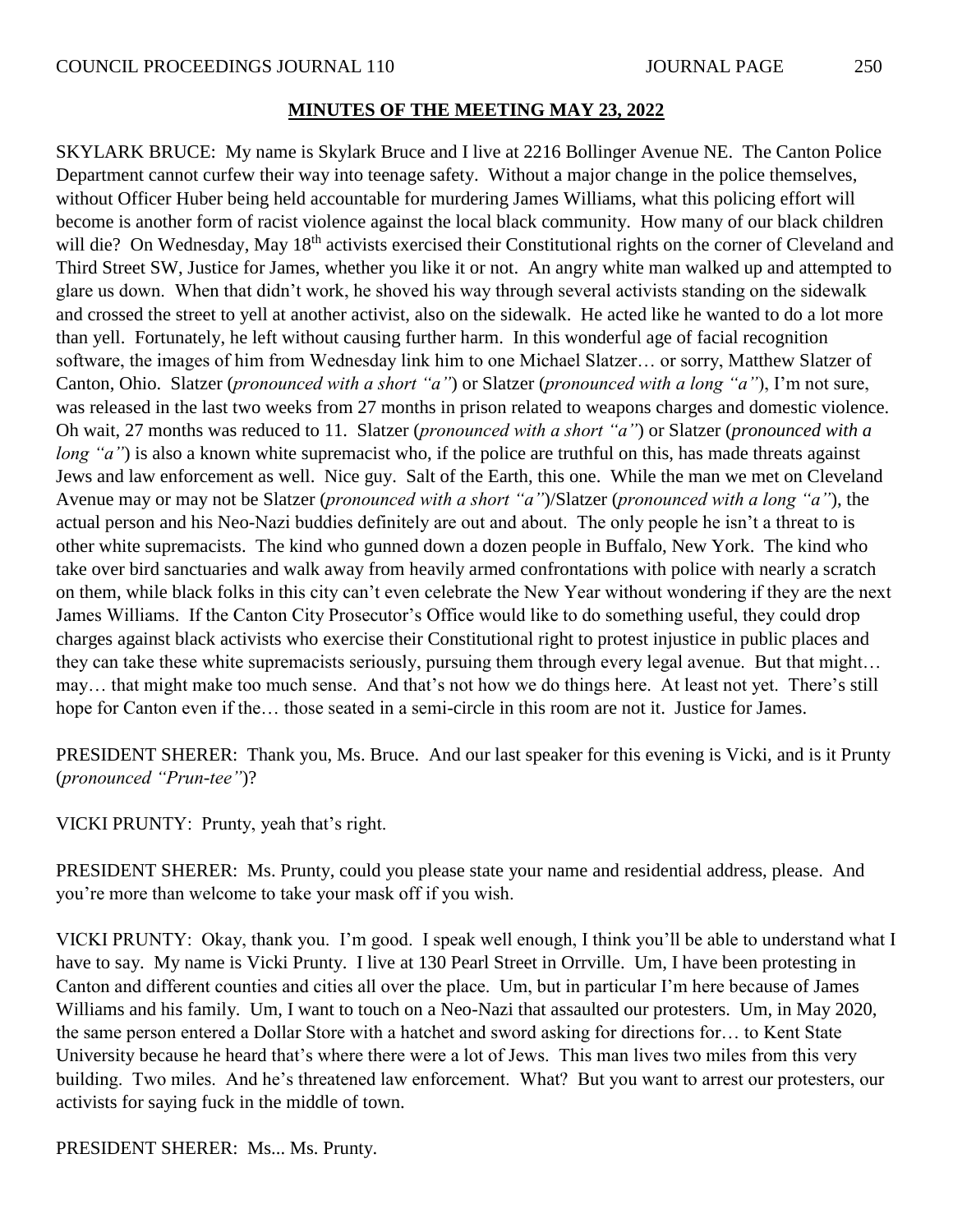**MINUTES OF THE MEETING MAY 23, 2022**

SKYLARK BRUCE: My name is Skylark Bruce and I live at 2216 Bollinger Avenue NE. The Canton Police Department cannot curfew their way into teenage safety. Without a major change in the police themselves, without Officer Huber being held accountable for murdering James Williams, what this policing effort will become is another form of racist violence against the local black community. How many of our black children will die? On Wednesday, May 18th activists exercised their Constitutional rights on the corner of Cleveland and Third Street SW, Justice for James, whether you like it or not. An angry white man walked up and attempted to glare us down. When that didn't work, he shoved his way through several activists standing on the sidewalk and crossed the street to yell at another activist, also on the sidewalk. He acted like he wanted to do a lot more than yell. Fortunately, he left without causing further harm. In this wonderful age of facial recognition software, the images of him from Wednesday link him to one Michael Slatzer… or sorry, Matthew Slatzer of Canton, Ohio. Slatzer (*pronounced with a short "a"*) or Slatzer (*pronounced with a long "a"*), I'm not sure, was released in the last two weeks from 27 months in prison related to weapons charges and domestic violence. Oh wait, 27 months was reduced to 11. Slatzer (*pronounced with a short "a"*) or Slatzer (*pronounced with a long "a"*) is also a known white supremacist who, if the police are truthful on this, has made threats against Jews and law enforcement as well. Nice guy. Salt of the Earth, this one. While the man we met on Cleveland Avenue may or may not be Slatzer (*pronounced with a short "a"*)/Slatzer (*pronounced with a long "a"*), the actual person and his Neo-Nazi buddies definitely are out and about. The only people he isn't a threat to is other white supremacists. The kind who gunned down a dozen people in Buffalo, New York. The kind who take over bird sanctuaries and walk away from heavily armed confrontations with police with nearly a scratch on them, while black folks in this city can't even celebrate the New Year without wondering if they are the next James Williams. If the Canton City Prosecutor's Office would like to do something useful, they could drop charges against black activists who exercise their Constitutional right to protest injustice in public places and they can take these white supremacists seriously, pursuing them through every legal avenue. But that might… may… that might make too much sense. And that's not how we do things here. At least not yet. There's still hope for Canton even if the… those seated in a semi-circle in this room are not it. Justice for James.

PRESIDENT SHERER: Thank you, Ms. Bruce. And our last speaker for this evening is Vicki, and is it Prunty (*pronounced "Prun-tee"*)?

VICKI PRUNTY: Prunty, yeah that's right.

PRESIDENT SHERER: Ms. Prunty, could you please state your name and residential address, please. And you're more than welcome to take your mask off if you wish.

VICKI PRUNTY: Okay, thank you. I'm good. I speak well enough, I think you'll be able to understand what I have to say. My name is Vicki Prunty. I live at 130 Pearl Street in Orrville. Um, I have been protesting in Canton and different counties and cities all over the place. Um, but in particular I'm here because of James Williams and his family. Um, I want to touch on a Neo-Nazi that assaulted our protesters. Um, in May 2020, the same person entered a Dollar Store with a hatchet and sword asking for directions for… to Kent State University because he heard that's where there were a lot of Jews. This man lives two miles from this very building. Two miles. And he's threatened law enforcement. What? But you want to arrest our protesters, our activists for saying fuck in the middle of town.

PRESIDENT SHERER: Ms... Ms. Prunty.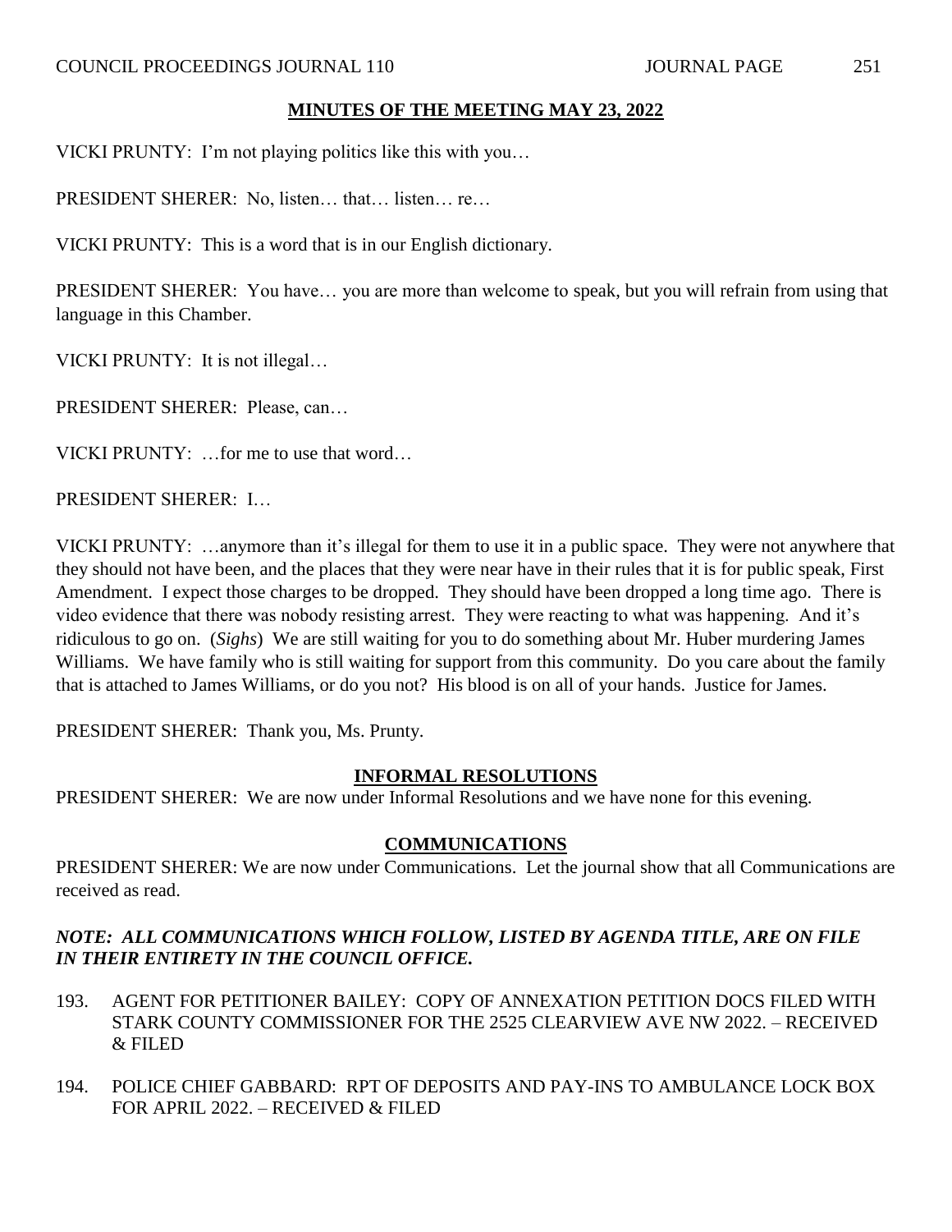## MINUTES OF THE MEETING MAY 23, 2022

VICKI PRUNTY: I'm not playing politics like this with you…

PRESIDENT SHERER: No, listen… that… listen… re…

VICKI PRUNTY: This is a word that is in our English dictionary.

PRESIDENT SHERER: You have… you are more than welcome to speak, but you will refrain from using that language in this Chamber.

VICKI PRUNTY: It is not illegal…

PRESIDENT SHERER: Please, can…

VICKI PRUNTY: …for me to use that word…

PRESIDENT SHERER: I…

VICKI PRUNTY: …anymore than it's illegal for them to use it in a public space. They were not anywhere that they should not have been, and the places that they were near have in their rules that it is for public speak, First Amendment. I expect those charges to be dropped. They should have been dropped a long time ago. There is video evidence that there was nobody resisting arrest. They were reacting to what was happening. And it's ridiculous to go on. (*Sighs*) We are still waiting for you to do something about Mr. Huber murdering James Williams. We have family who is still waiting for support from this community. Do you care about the family that is attached to James Williams, or do you not? His blood is on all of your hands. Justice for James.

PRESIDENT SHERER: Thank you, Ms. Prunty.

## INFORMAL RESOLUTIONS

PRESIDENT SHERER: We are now under Informal Resolutions and we have none for this evening.

## COMMUNICATIONS

PRESIDENT SHERER: We are now under Communications. Let the journal show that all Communications are received as read.

***NOTE: ALL COMMUNICATIONS WHICH FOLLOW, LISTED BY AGENDA TITLE, ARE ON FILE IN THEIR ENTIRETY IN THE COUNCIL OFFICE.***

193. AGENT FOR PETITIONER BAILEY: COPY OF ANNEXATION PETITION DOCS FILED WITH STARK COUNTY COMMISSIONER FOR THE 2525 CLEARVIEW AVE NW 2022. – RECEIVED & FILED

194. POLICE CHIEF GABBARD: RPT OF DEPOSITS AND PAY-INS TO AMBULANCE LOCK BOX FOR APRIL 2022. – RECEIVED & FILED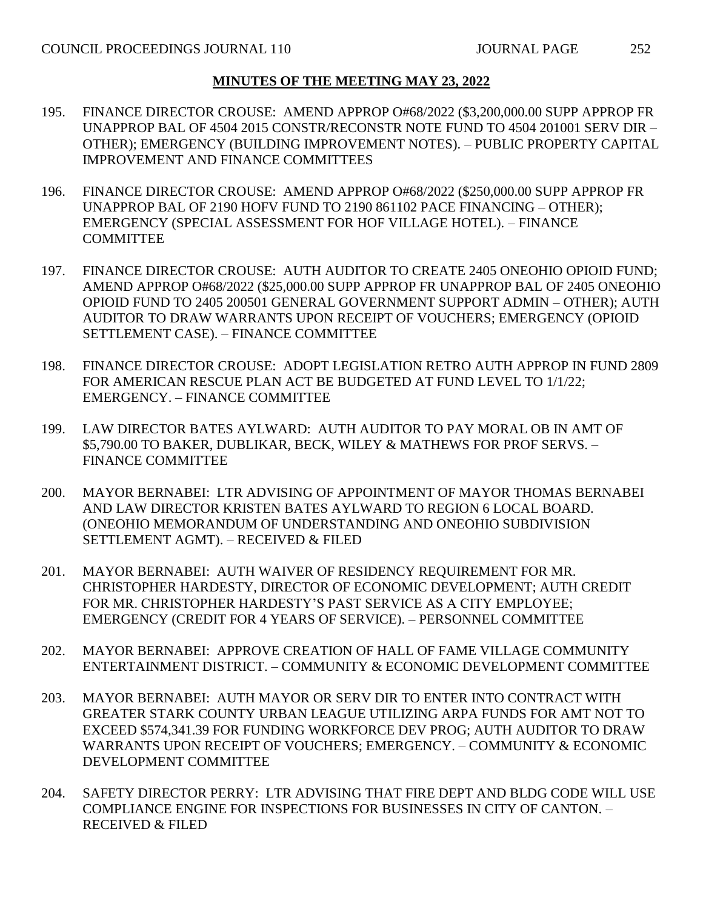**MINUTES OF THE MEETING MAY 23, 2022**

195. FINANCE DIRECTOR CROUSE: AMEND APPROP O#68/2022 ($3,200,000.00 SUPP APPROP FR UNAPPROP BAL OF 4504 2015 CONSTR/RECONSTR NOTE FUND TO 4504 201001 SERV DIR – OTHER); EMERGENCY (BUILDING IMPROVEMENT NOTES). – PUBLIC PROPERTY CAPITAL IMPROVEMENT AND FINANCE COMMITTEES

196. FINANCE DIRECTOR CROUSE: AMEND APPROP O#68/2022 ($250,000.00 SUPP APPROP FR UNAPPROP BAL OF 2190 HOFV FUND TO 2190 861102 PACE FINANCING – OTHER); EMERGENCY (SPECIAL ASSESSMENT FOR HOF VILLAGE HOTEL). – FINANCE COMMITTEE

197. FINANCE DIRECTOR CROUSE: AUTH AUDITOR TO CREATE 2405 ONEOHIO OPIOID FUND; AMEND APPROP O#68/2022 ($25,000.00 SUPP APPROP FR UNAPPROP BAL OF 2405 ONEOHIO OPIOID FUND TO 2405 200501 GENERAL GOVERNMENT SUPPORT ADMIN – OTHER); AUTH AUDITOR TO DRAW WARRANTS UPON RECEIPT OF VOUCHERS; EMERGENCY (OPIOID SETTLEMENT CASE). – FINANCE COMMITTEE

198. FINANCE DIRECTOR CROUSE: ADOPT LEGISLATION RETRO AUTH APPROP IN FUND 2809 FOR AMERICAN RESCUE PLAN ACT BE BUDGETED AT FUND LEVEL TO 1/1/22; EMERGENCY. – FINANCE COMMITTEE

199. LAW DIRECTOR BATES AYLWARD: AUTH AUDITOR TO PAY MORAL OB IN AMT OF $5,790.00 TO BAKER, DUBLIKAR, BECK, WILEY & MATHEWS FOR PROF SERVS. – FINANCE COMMITTEE

200. MAYOR BERNABEI: LTR ADVISING OF APPOINTMENT OF MAYOR THOMAS BERNABEI AND LAW DIRECTOR KRISTEN BATES AYLWARD TO REGION 6 LOCAL BOARD. (ONEOHIO MEMORANDUM OF UNDERSTANDING AND ONEOHIO SUBDIVISION SETTLEMENT AGMT). – RECEIVED & FILED

201. MAYOR BERNABEI: AUTH WAIVER OF RESIDENCY REQUIREMENT FOR MR. CHRISTOPHER HARDESTY, DIRECTOR OF ECONOMIC DEVELOPMENT; AUTH CREDIT FOR MR. CHRISTOPHER HARDESTY'S PAST SERVICE AS A CITY EMPLOYEE; EMERGENCY (CREDIT FOR 4 YEARS OF SERVICE). – PERSONNEL COMMITTEE

202. MAYOR BERNABEI: APPROVE CREATION OF HALL OF FAME VILLAGE COMMUNITY ENTERTAINMENT DISTRICT. – COMMUNITY & ECONOMIC DEVELOPMENT COMMITTEE

203. MAYOR BERNABEI: AUTH MAYOR OR SERV DIR TO ENTER INTO CONTRACT WITH GREATER STARK COUNTY URBAN LEAGUE UTILIZING ARPA FUNDS FOR AMT NOT TO EXCEED $574,341.39 FOR FUNDING WORKFORCE DEV PROG; AUTH AUDITOR TO DRAW WARRANTS UPON RECEIPT OF VOUCHERS; EMERGENCY. – COMMUNITY & ECONOMIC DEVELOPMENT COMMITTEE

204. SAFETY DIRECTOR PERRY: LTR ADVISING THAT FIRE DEPT AND BLDG CODE WILL USE COMPLIANCE ENGINE FOR INSPECTIONS FOR BUSINESSES IN CITY OF CANTON. – RECEIVED & FILED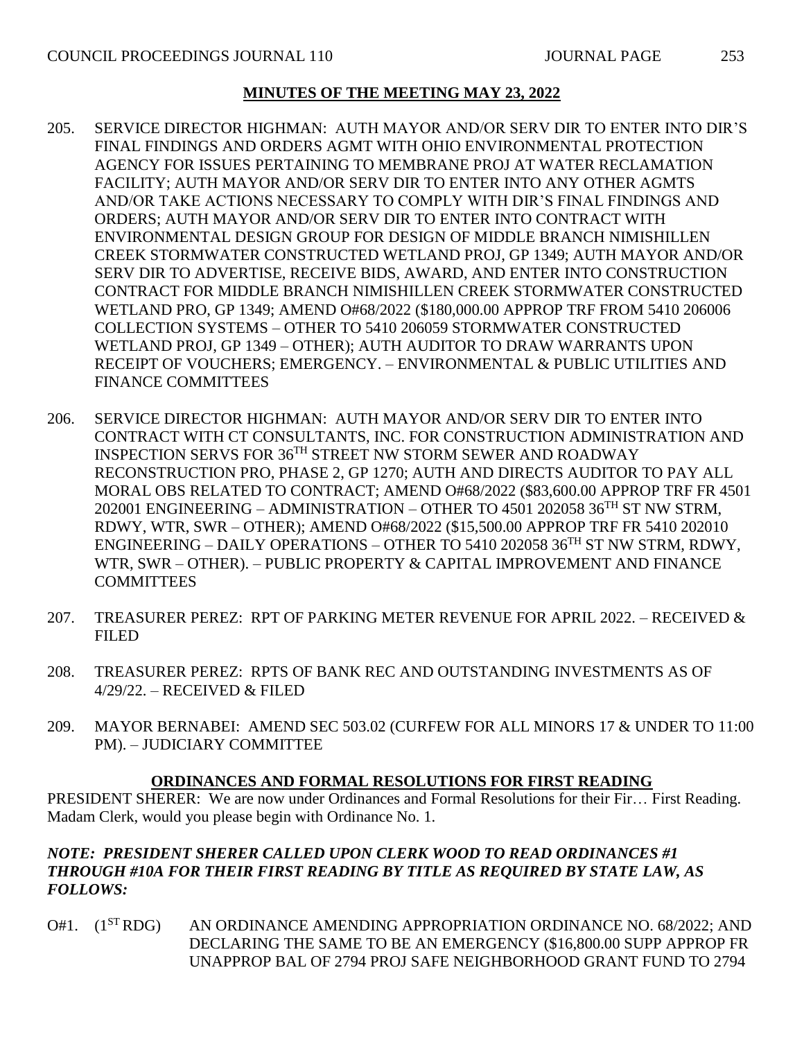## MINUTES OF THE MEETING MAY 23, 2022

205. SERVICE DIRECTOR HIGHMAN: AUTH MAYOR AND/OR SERV DIR TO ENTER INTO DIR'S FINAL FINDINGS AND ORDERS AGMT WITH OHIO ENVIRONMENTAL PROTECTION AGENCY FOR ISSUES PERTAINING TO MEMBRANE PROJ AT WATER RECLAMATION FACILITY; AUTH MAYOR AND/OR SERV DIR TO ENTER INTO ANY OTHER AGMTS AND/OR TAKE ACTIONS NECESSARY TO COMPLY WITH DIR'S FINAL FINDINGS AND ORDERS; AUTH MAYOR AND/OR SERV DIR TO ENTER INTO CONTRACT WITH ENVIRONMENTAL DESIGN GROUP FOR DESIGN OF MIDDLE BRANCH NIMISHILLEN CREEK STORMWATER CONSTRUCTED WETLAND PROJ, GP 1349; AUTH MAYOR AND/OR SERV DIR TO ADVERTISE, RECEIVE BIDS, AWARD, AND ENTER INTO CONSTRUCTION CONTRACT FOR MIDDLE BRANCH NIMISHILLEN CREEK STORMWATER CONSTRUCTED WETLAND PRO, GP 1349; AMEND O#68/2022 ($180,000.00 APPROP TRF FROM 5410 206006 COLLECTION SYSTEMS – OTHER TO 5410 206059 STORMWATER CONSTRUCTED WETLAND PROJ, GP 1349 – OTHER); AUTH AUDITOR TO DRAW WARRANTS UPON RECEIPT OF VOUCHERS; EMERGENCY. – ENVIRONMENTAL & PUBLIC UTILITIES AND FINANCE COMMITTEES

206. SERVICE DIRECTOR HIGHMAN: AUTH MAYOR AND/OR SERV DIR TO ENTER INTO CONTRACT WITH CT CONSULTANTS, INC. FOR CONSTRUCTION ADMINISTRATION AND INSPECTION SERVS FOR 36TH STREET NW STORM SEWER AND ROADWAY RECONSTRUCTION PRO, PHASE 2, GP 1270; AUTH AND DIRECTS AUDITOR TO PAY ALL MORAL OBS RELATED TO CONTRACT; AMEND O#68/2022 ($83,600.00 APPROP TRF FR 4501 202001 ENGINEERING – ADMINISTRATION – OTHER TO 4501 202058 36TH ST NW STRM, RDWY, WTR, SWR – OTHER); AMEND O#68/2022 ($15,500.00 APPROP TRF FR 5410 202010 ENGINEERING – DAILY OPERATIONS – OTHER TO 5410 202058 36TH ST NW STRM, RDWY, WTR, SWR – OTHER). – PUBLIC PROPERTY & CAPITAL IMPROVEMENT AND FINANCE COMMITTEES

207. TREASURER PEREZ: RPT OF PARKING METER REVENUE FOR APRIL 2022. – RECEIVED & FILED

208. TREASURER PEREZ: RPTS OF BANK REC AND OUTSTANDING INVESTMENTS AS OF 4/29/22. – RECEIVED & FILED

209. MAYOR BERNABEI: AMEND SEC 503.02 (CURFEW FOR ALL MINORS 17 & UNDER TO 11:00 PM). – JUDICIARY COMMITTEE

## ORDINANCES AND FORMAL RESOLUTIONS FOR FIRST READING

PRESIDENT SHERER: We are now under Ordinances and Formal Resolutions for their Fir… First Reading. Madam Clerk, would you please begin with Ordinance No. 1.

***NOTE: PRESIDENT SHERER CALLED UPON CLERK WOOD TO READ ORDINANCES #1 THROUGH #10A FOR THEIR FIRST READING BY TITLE AS REQUIRED BY STATE LAW, AS FOLLOWS:***

O#1. (1ST RDG) AN ORDINANCE AMENDING APPROPRIATION ORDINANCE NO. 68/2022; AND DECLARING THE SAME TO BE AN EMERGENCY ($16,800.00 SUPP APPROP FR UNAPPROP BAL OF 2794 PROJ SAFE NEIGHBORHOOD GRANT FUND TO 2794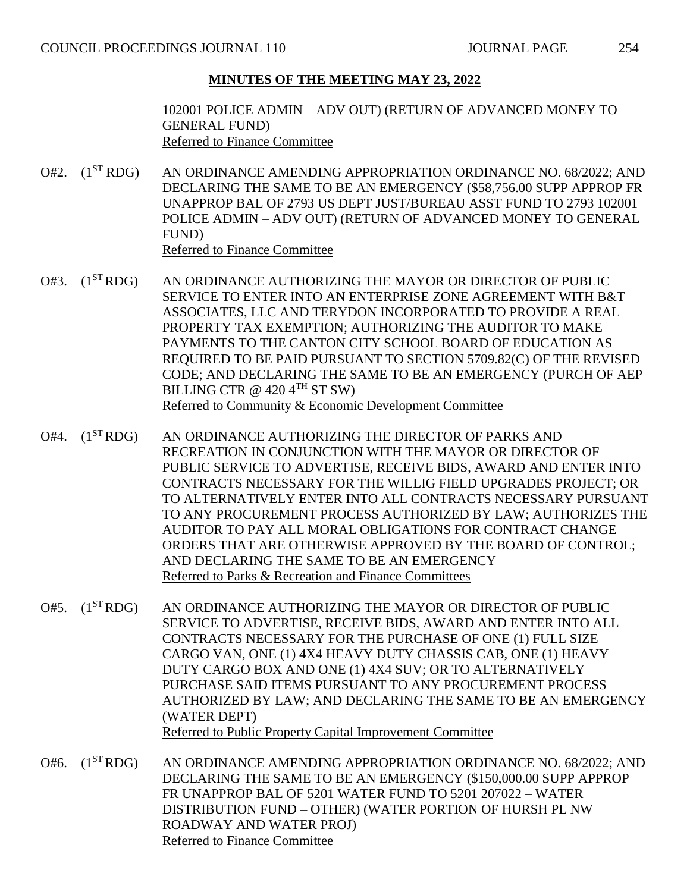**MINUTES OF THE MEETING MAY 23, 2022**

102001 POLICE ADMIN – ADV OUT) (RETURN OF ADVANCED MONEY TO GENERAL FUND)
Referred to Finance Committee

O#2. ($1^{ST}$ RDG) AN ORDINANCE AMENDING APPROPRIATION ORDINANCE NO. 68/2022; AND DECLARING THE SAME TO BE AN EMERGENCY ($58,756.00 SUPP APPROP FR UNAPPROP BAL OF 2793 US DEPT JUST/BUREAU ASST FUND TO 2793 102001 POLICE ADMIN – ADV OUT) (RETURN OF ADVANCED MONEY TO GENERAL FUND)
Referred to Finance Committee

O#3. ($1^{ST}$ RDG) AN ORDINANCE AUTHORIZING THE MAYOR OR DIRECTOR OF PUBLIC SERVICE TO ENTER INTO AN ENTERPRISE ZONE AGREEMENT WITH B&T ASSOCIATES, LLC AND TERYDON INCORPORATED TO PROVIDE A REAL PROPERTY TAX EXEMPTION; AUTHORIZING THE AUDITOR TO MAKE PAYMENTS TO THE CANTON CITY SCHOOL BOARD OF EDUCATION AS REQUIRED TO BE PAID PURSUANT TO SECTION 5709.82(C) OF THE REVISED CODE; AND DECLARING THE SAME TO BE AN EMERGENCY (PURCH OF AEP BILLING CTR @ 420 $4^{TH}$ ST SW)
Referred to Community & Economic Development Committee

O#4. ($1^{ST}$ RDG) AN ORDINANCE AUTHORIZING THE DIRECTOR OF PARKS AND RECREATION IN CONJUNCTION WITH THE MAYOR OR DIRECTOR OF PUBLIC SERVICE TO ADVERTISE, RECEIVE BIDS, AWARD AND ENTER INTO CONTRACTS NECESSARY FOR THE WILLIG FIELD UPGRADES PROJECT; OR TO ALTERNATIVELY ENTER INTO ALL CONTRACTS NECESSARY PURSUANT TO ANY PROCUREMENT PROCESS AUTHORIZED BY LAW; AUTHORIZES THE AUDITOR TO PAY ALL MORAL OBLIGATIONS FOR CONTRACT CHANGE ORDERS THAT ARE OTHERWISE APPROVED BY THE BOARD OF CONTROL; AND DECLARING THE SAME TO BE AN EMERGENCY
Referred to Parks & Recreation and Finance Committees

O#5. ($1^{ST}$ RDG) AN ORDINANCE AUTHORIZING THE MAYOR OR DIRECTOR OF PUBLIC SERVICE TO ADVERTISE, RECEIVE BIDS, AWARD AND ENTER INTO ALL CONTRACTS NECESSARY FOR THE PURCHASE OF ONE (1) FULL SIZE CARGO VAN, ONE (1) 4X4 HEAVY DUTY CHASSIS CAB, ONE (1) HEAVY DUTY CARGO BOX AND ONE (1) 4X4 SUV; OR TO ALTERNATIVELY PURCHASE SAID ITEMS PURSUANT TO ANY PROCUREMENT PROCESS AUTHORIZED BY LAW; AND DECLARING THE SAME TO BE AN EMERGENCY (WATER DEPT)
Referred to Public Property Capital Improvement Committee

O#6. ($1^{ST}$ RDG) AN ORDINANCE AMENDING APPROPRIATION ORDINANCE NO. 68/2022; AND DECLARING THE SAME TO BE AN EMERGENCY ($150,000.00 SUPP APPROP FR UNAPPROP BAL OF 5201 WATER FUND TO 5201 207022 – WATER DISTRIBUTION FUND – OTHER) (WATER PORTION OF HURSH PL NW ROADWAY AND WATER PROJ)
Referred to Finance Committee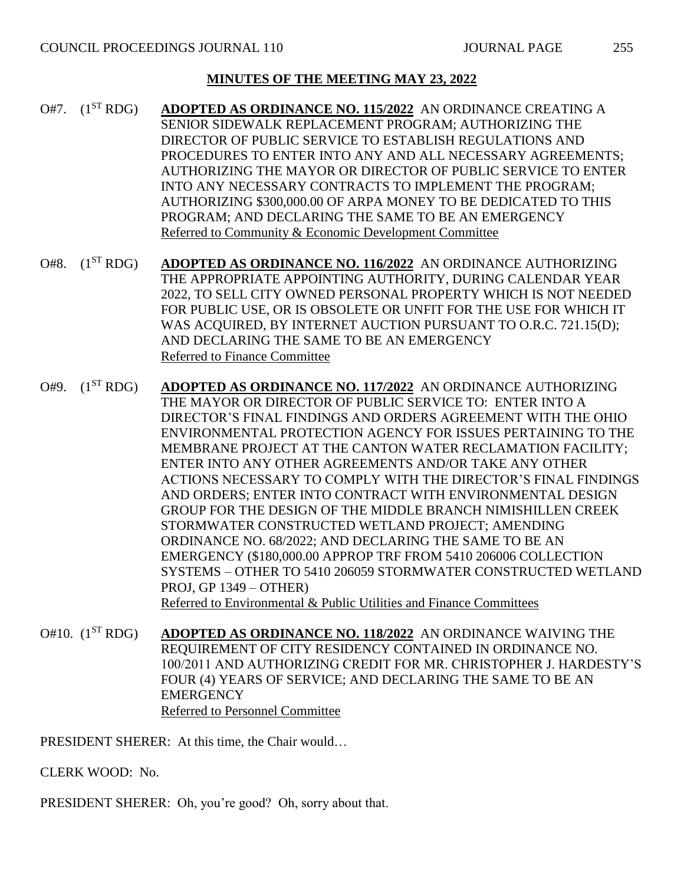**MINUTES OF THE MEETING MAY 23, 2022**

O#7. (1ST RDG) **ADOPTED AS ORDINANCE NO. 115/2022** AN ORDINANCE CREATING A SENIOR SIDEWALK REPLACEMENT PROGRAM; AUTHORIZING THE DIRECTOR OF PUBLIC SERVICE TO ESTABLISH REGULATIONS AND PROCEDURES TO ENTER INTO ANY AND ALL NECESSARY AGREEMENTS; AUTHORIZING THE MAYOR OR DIRECTOR OF PUBLIC SERVICE TO ENTER INTO ANY NECESSARY CONTRACTS TO IMPLEMENT THE PROGRAM; AUTHORIZING \$300,000.00 OF ARPA MONEY TO BE DEDICATED TO THIS PROGRAM; AND DECLARING THE SAME TO BE AN EMERGENCY
Referred to Community & Economic Development Committee

O#8. (1ST RDG) **ADOPTED AS ORDINANCE NO. 116/2022** AN ORDINANCE AUTHORIZING THE APPROPRIATE APPOINTING AUTHORITY, DURING CALENDAR YEAR 2022, TO SELL CITY OWNED PERSONAL PROPERTY WHICH IS NOT NEEDED FOR PUBLIC USE, OR IS OBSOLETE OR UNFIT FOR THE USE FOR WHICH IT WAS ACQUIRED, BY INTERNET AUCTION PURSUANT TO O.R.C. 721.15(D); AND DECLARING THE SAME TO BE AN EMERGENCY
Referred to Finance Committee

O#9. (1ST RDG) **ADOPTED AS ORDINANCE NO. 117/2022** AN ORDINANCE AUTHORIZING THE MAYOR OR DIRECTOR OF PUBLIC SERVICE TO: ENTER INTO A DIRECTOR'S FINAL FINDINGS AND ORDERS AGREEMENT WITH THE OHIO ENVIRONMENTAL PROTECTION AGENCY FOR ISSUES PERTAINING TO THE MEMBRANE PROJECT AT THE CANTON WATER RECLAMATION FACILITY; ENTER INTO ANY OTHER AGREEMENTS AND/OR TAKE ANY OTHER ACTIONS NECESSARY TO COMPLY WITH THE DIRECTOR'S FINAL FINDINGS AND ORDERS; ENTER INTO CONTRACT WITH ENVIRONMENTAL DESIGN GROUP FOR THE DESIGN OF THE MIDDLE BRANCH NIMISHILLEN CREEK STORMWATER CONSTRUCTED WETLAND PROJECT; AMENDING ORDINANCE NO. 68/2022; AND DECLARING THE SAME TO BE AN EMERGENCY (\$180,000.00 APPROP TRF FROM 5410 206006 COLLECTION SYSTEMS – OTHER TO 5410 206059 STORMWATER CONSTRUCTED WETLAND PROJ, GP 1349 – OTHER)
Referred to Environmental & Public Utilities and Finance Committees

O#10. (1ST RDG) **ADOPTED AS ORDINANCE NO. 118/2022** AN ORDINANCE WAIVING THE REQUIREMENT OF CITY RESIDENCY CONTAINED IN ORDINANCE NO. 100/2011 AND AUTHORIZING CREDIT FOR MR. CHRISTOPHER J. HARDESTY'S FOUR (4) YEARS OF SERVICE; AND DECLARING THE SAME TO BE AN EMERGENCY
Referred to Personnel Committee

PRESIDENT SHERER: At this time, the Chair would…

CLERK WOOD: No.

PRESIDENT SHERER: Oh, you're good? Oh, sorry about that.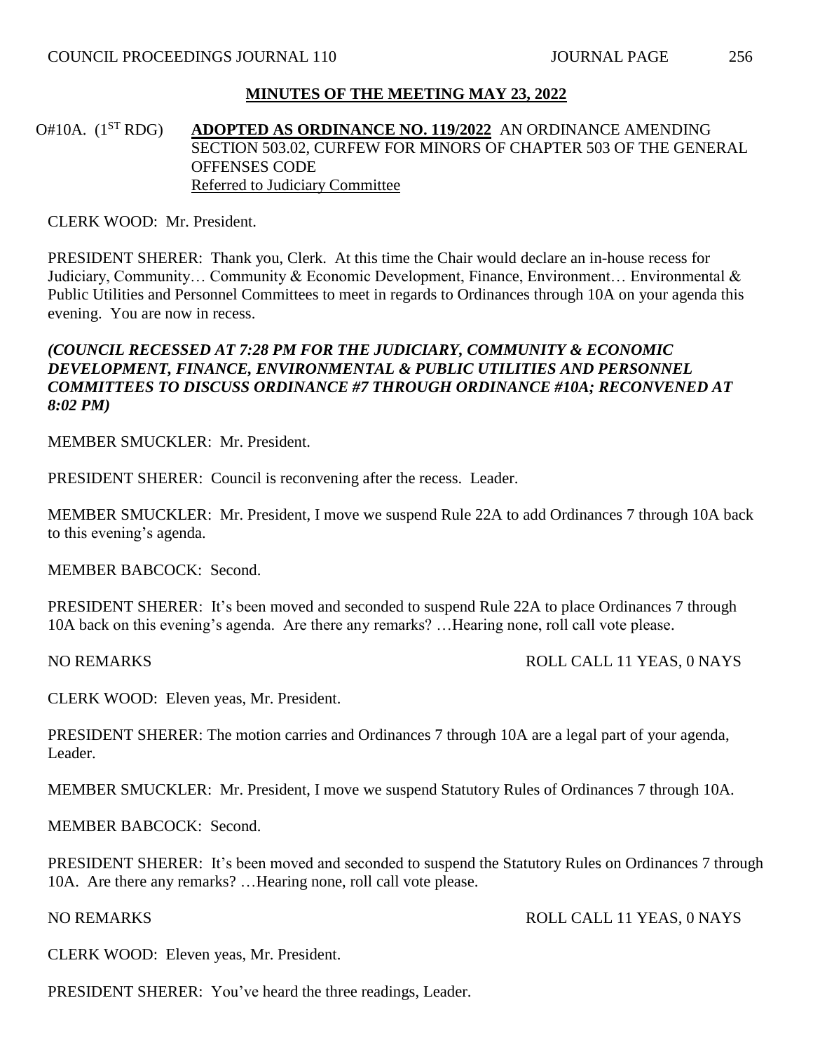## MINUTES OF THE MEETING MAY 23, 2022

O#10A. (1[ST] RDG) **ADOPTED AS ORDINANCE NO. 119/2022** AN ORDINANCE AMENDING SECTION 503.02, CURFEW FOR MINORS OF CHAPTER 503 OF THE GENERAL OFFENSES CODE
Referred to Judiciary Committee

CLERK WOOD: Mr. President.

PRESIDENT SHERER: Thank you, Clerk. At this time the Chair would declare an in-house recess for Judiciary, Community… Community & Economic Development, Finance, Environment… Environmental & Public Utilities and Personnel Committees to meet in regards to Ordinances through 10A on your agenda this evening. You are now in recess.

***(COUNCIL RECESSED AT 7:28 PM FOR THE JUDICIARY, COMMUNITY & ECONOMIC DEVELOPMENT, FINANCE, ENVIRONMENTAL & PUBLIC UTILITIES AND PERSONNEL COMMITTEES TO DISCUSS ORDINANCE #7 THROUGH ORDINANCE #10A; RECONVENED AT 8:02 PM)***

MEMBER SMUCKLER: Mr. President.

PRESIDENT SHERER: Council is reconvening after the recess. Leader.

MEMBER SMUCKLER: Mr. President, I move we suspend Rule 22A to add Ordinances 7 through 10A back to this evening's agenda.

MEMBER BABCOCK: Second.

PRESIDENT SHERER: It's been moved and seconded to suspend Rule 22A to place Ordinances 7 through 10A back on this evening's agenda. Are there any remarks? …Hearing none, roll call vote please.

NO REMARKS ROLL CALL 11 YEAS, 0 NAYS

CLERK WOOD: Eleven yeas, Mr. President.

PRESIDENT SHERER: The motion carries and Ordinances 7 through 10A are a legal part of your agenda, Leader.

MEMBER SMUCKLER: Mr. President, I move we suspend Statutory Rules of Ordinances 7 through 10A.

MEMBER BABCOCK: Second.

PRESIDENT SHERER: It's been moved and seconded to suspend the Statutory Rules on Ordinances 7 through 10A. Are there any remarks? …Hearing none, roll call vote please.

NO REMARKS ROLL CALL 11 YEAS, 0 NAYS

CLERK WOOD: Eleven yeas, Mr. President.

PRESIDENT SHERER: You've heard the three readings, Leader.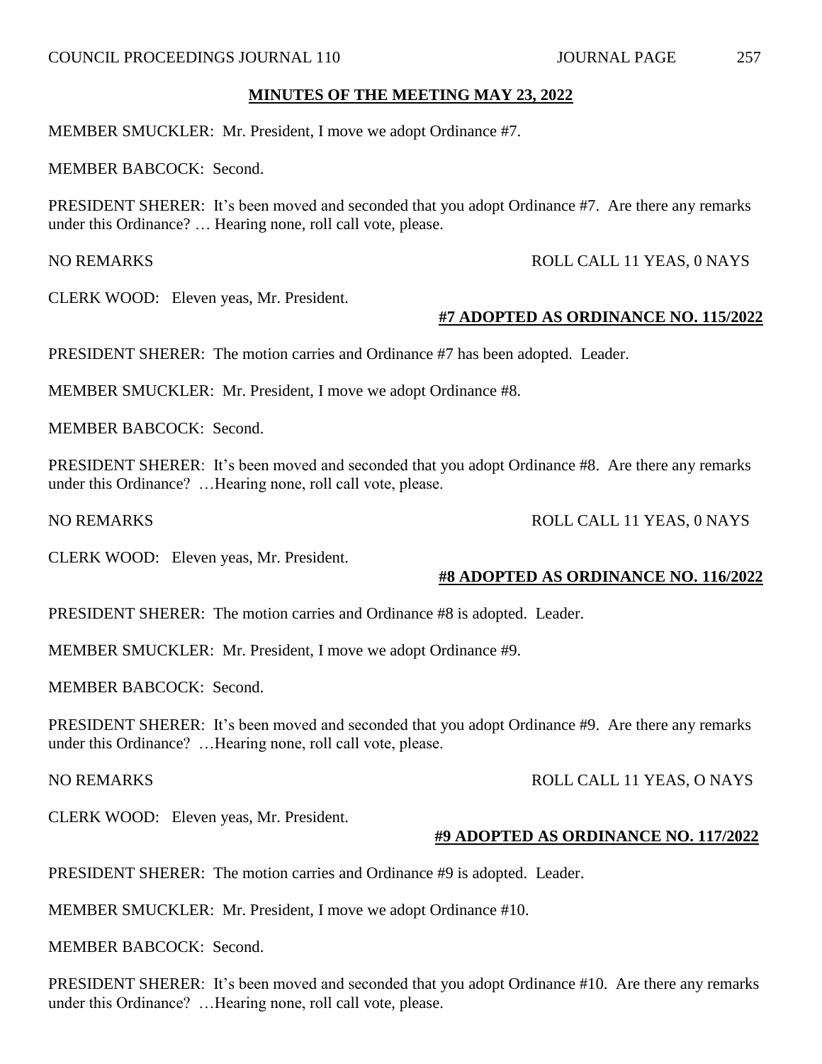**MINUTES OF THE MEETING MAY 23, 2022**

MEMBER SMUCKLER: Mr. President, I move we adopt Ordinance #7.

MEMBER BABCOCK: Second.

PRESIDENT SHERER: It's been moved and seconded that you adopt Ordinance #7. Are there any remarks under this Ordinance? … Hearing none, roll call vote, please.

NO REMARKS ROLL CALL 11 YEAS, 0 NAYS

CLERK WOOD: Eleven yeas, Mr. President.

**#7 ADOPTED AS ORDINANCE NO. 115/2022**

PRESIDENT SHERER: The motion carries and Ordinance #7 has been adopted. Leader.

MEMBER SMUCKLER: Mr. President, I move we adopt Ordinance #8.

MEMBER BABCOCK: Second.

PRESIDENT SHERER: It's been moved and seconded that you adopt Ordinance #8. Are there any remarks under this Ordinance? …Hearing none, roll call vote, please.

NO REMARKS ROLL CALL 11 YEAS, 0 NAYS

CLERK WOOD: Eleven yeas, Mr. President.

**#8 ADOPTED AS ORDINANCE NO. 116/2022**

PRESIDENT SHERER: The motion carries and Ordinance #8 is adopted. Leader.

MEMBER SMUCKLER: Mr. President, I move we adopt Ordinance #9.

MEMBER BABCOCK: Second.

PRESIDENT SHERER: It's been moved and seconded that you adopt Ordinance #9. Are there any remarks under this Ordinance? …Hearing none, roll call vote, please.

NO REMARKS ROLL CALL 11 YEAS, O NAYS

CLERK WOOD: Eleven yeas, Mr. President.

**#9 ADOPTED AS ORDINANCE NO. 117/2022**

PRESIDENT SHERER: The motion carries and Ordinance #9 is adopted. Leader.

MEMBER SMUCKLER: Mr. President, I move we adopt Ordinance #10.

MEMBER BABCOCK: Second.

PRESIDENT SHERER: It's been moved and seconded that you adopt Ordinance #10. Are there any remarks under this Ordinance? …Hearing none, roll call vote, please.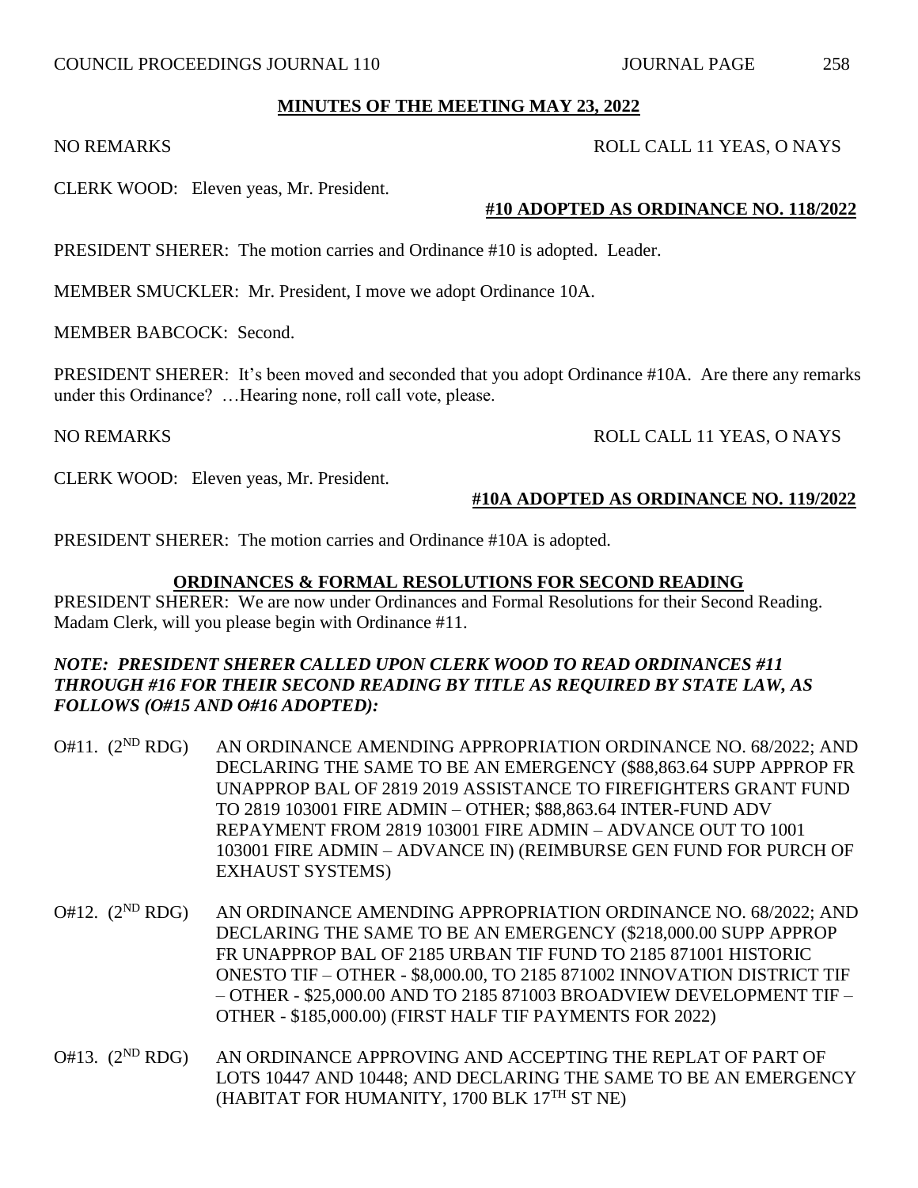**MINUTES OF THE MEETING MAY 23, 2022**

NO REMARKS ROLL CALL 11 YEAS, O NAYS

CLERK WOOD: Eleven yeas, Mr. President.

**#10 ADOPTED AS ORDINANCE NO. 118/2022**

PRESIDENT SHERER: The motion carries and Ordinance #10 is adopted. Leader.

MEMBER SMUCKLER: Mr. President, I move we adopt Ordinance 10A.

MEMBER BABCOCK: Second.

PRESIDENT SHERER: It's been moved and seconded that you adopt Ordinance #10A. Are there any remarks under this Ordinance? …Hearing none, roll call vote, please.

NO REMARKS ROLL CALL 11 YEAS, O NAYS

CLERK WOOD: Eleven yeas, Mr. President.

**#10A ADOPTED AS ORDINANCE NO. 119/2022**

PRESIDENT SHERER: The motion carries and Ordinance #10A is adopted.

## ORDINANCES & FORMAL RESOLUTIONS FOR SECOND READING

PRESIDENT SHERER: We are now under Ordinances and Formal Resolutions for their Second Reading. Madam Clerk, will you please begin with Ordinance #11.

***NOTE: PRESIDENT SHERER CALLED UPON CLERK WOOD TO READ ORDINANCES #11 THROUGH #16 FOR THEIR SECOND READING BY TITLE AS REQUIRED BY STATE LAW, AS FOLLOWS (O#15 AND O#16 ADOPTED):***

O#11. (2ND RDG) AN ORDINANCE AMENDING APPROPRIATION ORDINANCE NO. 68/2022; AND DECLARING THE SAME TO BE AN EMERGENCY ($88,863.64 SUPP APPROP FR UNAPPROP BAL OF 2819 2019 ASSISTANCE TO FIREFIGHTERS GRANT FUND TO 2819 103001 FIRE ADMIN – OTHER; $88,863.64 INTER-FUND ADV REPAYMENT FROM 2819 103001 FIRE ADMIN – ADVANCE OUT TO 1001 103001 FIRE ADMIN – ADVANCE IN) (REIMBURSE GEN FUND FOR PURCH OF EXHAUST SYSTEMS)

O#12. (2ND RDG) AN ORDINANCE AMENDING APPROPRIATION ORDINANCE NO. 68/2022; AND DECLARING THE SAME TO BE AN EMERGENCY ($218,000.00 SUPP APPROP FR UNAPPROP BAL OF 2185 URBAN TIF FUND TO 2185 871001 HISTORIC ONESTO TIF – OTHER - $8,000.00, TO 2185 871002 INNOVATION DISTRICT TIF – OTHER - $25,000.00 AND TO 2185 871003 BROADVIEW DEVELOPMENT TIF – OTHER - $185,000.00) (FIRST HALF TIF PAYMENTS FOR 2022)

O#13. (2ND RDG) AN ORDINANCE APPROVING AND ACCEPTING THE REPLAT OF PART OF LOTS 10447 AND 10448; AND DECLARING THE SAME TO BE AN EMERGENCY (HABITAT FOR HUMANITY, 1700 BLK 17TH ST NE)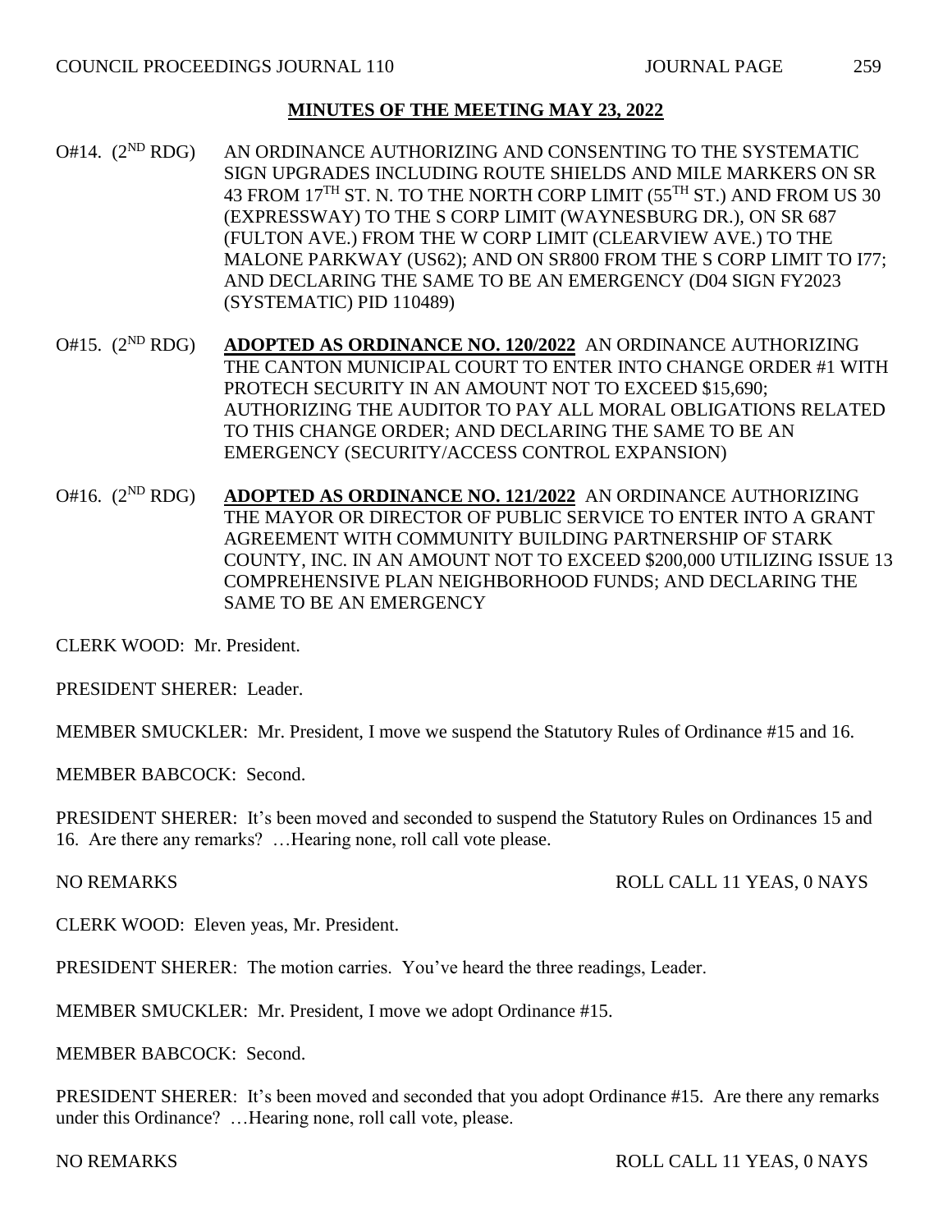**MINUTES OF THE MEETING MAY 23, 2022**

O#14. (2$^{ND}$ RDG) AN ORDINANCE AUTHORIZING AND CONSENTING TO THE SYSTEMATIC SIGN UPGRADES INCLUDING ROUTE SHIELDS AND MILE MARKERS ON SR 43 FROM 17$^{TH}$ ST. N. TO THE NORTH CORP LIMIT (55$^{TH}$ ST.) AND FROM US 30 (EXPRESSWAY) TO THE S CORP LIMIT (WAYNESBURG DR.), ON SR 687 (FULTON AVE.) FROM THE W CORP LIMIT (CLEARVIEW AVE.) TO THE MALONE PARKWAY (US62); AND ON SR800 FROM THE S CORP LIMIT TO I77; AND DECLARING THE SAME TO BE AN EMERGENCY (D04 SIGN FY2023 (SYSTEMATIC) PID 110489)

O#15. (2$^{ND}$ RDG) **ADOPTED AS ORDINANCE NO. 120/2022** AN ORDINANCE AUTHORIZING THE CANTON MUNICIPAL COURT TO ENTER INTO CHANGE ORDER #1 WITH PROTECH SECURITY IN AN AMOUNT NOT TO EXCEED $15,690; AUTHORIZING THE AUDITOR TO PAY ALL MORAL OBLIGATIONS RELATED TO THIS CHANGE ORDER; AND DECLARING THE SAME TO BE AN EMERGENCY (SECURITY/ACCESS CONTROL EXPANSION)

O#16. (2$^{ND}$ RDG) **ADOPTED AS ORDINANCE NO. 121/2022** AN ORDINANCE AUTHORIZING THE MAYOR OR DIRECTOR OF PUBLIC SERVICE TO ENTER INTO A GRANT AGREEMENT WITH COMMUNITY BUILDING PARTNERSHIP OF STARK COUNTY, INC. IN AN AMOUNT NOT TO EXCEED $200,000 UTILIZING ISSUE 13 COMPREHENSIVE PLAN NEIGHBORHOOD FUNDS; AND DECLARING THE SAME TO BE AN EMERGENCY

CLERK WOOD: Mr. President.

PRESIDENT SHERER: Leader.

MEMBER SMUCKLER: Mr. President, I move we suspend the Statutory Rules of Ordinance #15 and 16.

MEMBER BABCOCK: Second.

PRESIDENT SHERER: It's been moved and seconded to suspend the Statutory Rules on Ordinances 15 and 16. Are there any remarks? …Hearing none, roll call vote please.

NO REMARKS ROLL CALL 11 YEAS, 0 NAYS

CLERK WOOD: Eleven yeas, Mr. President.

PRESIDENT SHERER: The motion carries. You've heard the three readings, Leader.

MEMBER SMUCKLER: Mr. President, I move we adopt Ordinance #15.

MEMBER BABCOCK: Second.

PRESIDENT SHERER: It's been moved and seconded that you adopt Ordinance #15. Are there any remarks under this Ordinance? …Hearing none, roll call vote, please.

NO REMARKS ROLL CALL 11 YEAS, 0 NAYS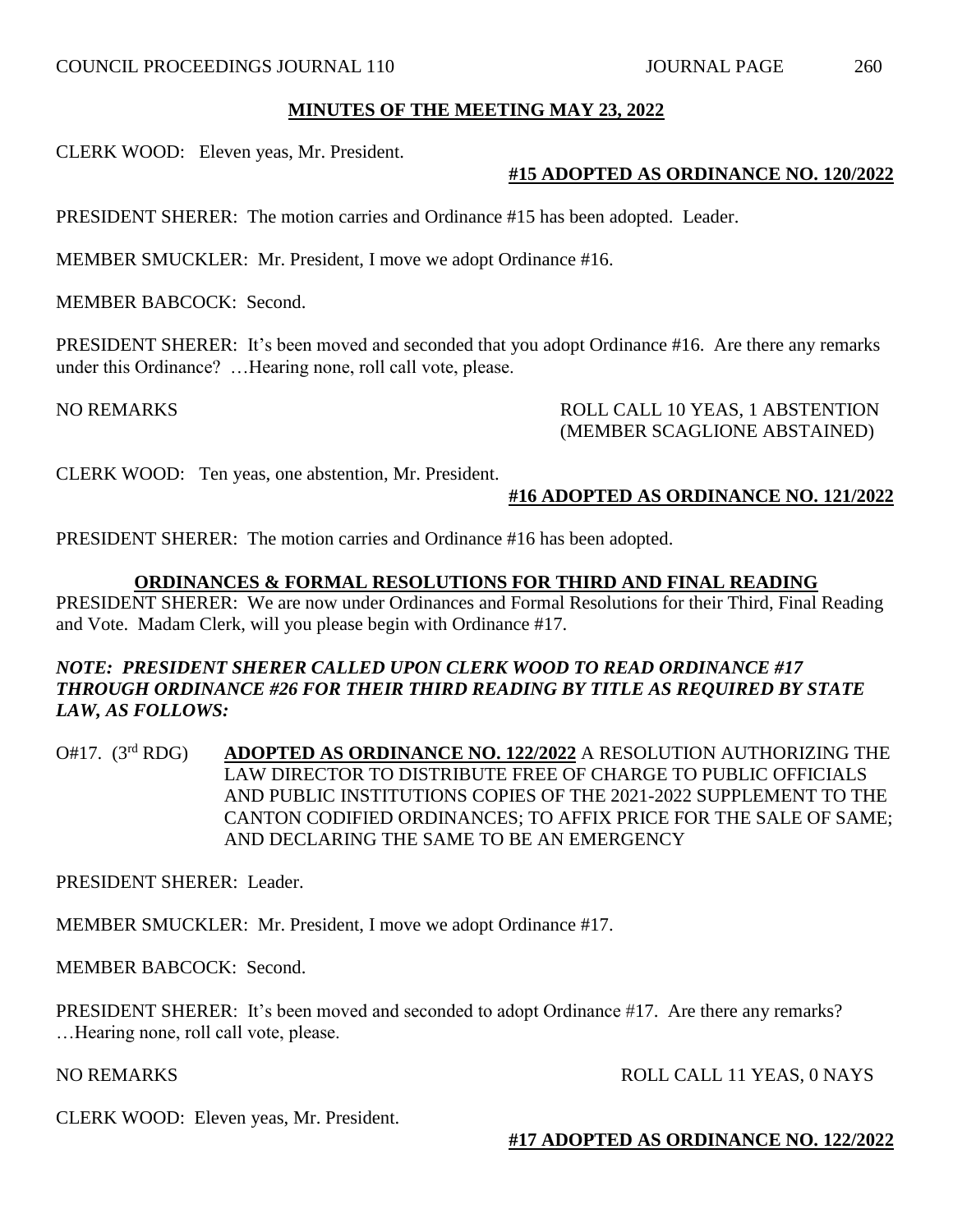**MINUTES OF THE MEETING MAY 23, 2022**

CLERK WOOD: Eleven yeas, Mr. President.

**#15 ADOPTED AS ORDINANCE NO. 120/2022**

PRESIDENT SHERER: The motion carries and Ordinance #15 has been adopted. Leader.

MEMBER SMUCKLER: Mr. President, I move we adopt Ordinance #16.

MEMBER BABCOCK: Second.

PRESIDENT SHERER: It's been moved and seconded that you adopt Ordinance #16. Are there any remarks under this Ordinance? …Hearing none, roll call vote, please.

NO REMARKS — ROLL CALL 10 YEAS, 1 ABSTENTION (MEMBER SCAGLIONE ABSTAINED)

CLERK WOOD: Ten yeas, one abstention, Mr. President.

**#16 ADOPTED AS ORDINANCE NO. 121/2022**

PRESIDENT SHERER: The motion carries and Ordinance #16 has been adopted.

## ORDINANCES & FORMAL RESOLUTIONS FOR THIRD AND FINAL READING

PRESIDENT SHERER: We are now under Ordinances and Formal Resolutions for their Third, Final Reading and Vote. Madam Clerk, will you please begin with Ordinance #17.

***NOTE: PRESIDENT SHERER CALLED UPON CLERK WOOD TO READ ORDINANCE #17 THROUGH ORDINANCE #26 FOR THEIR THIRD READING BY TITLE AS REQUIRED BY STATE LAW, AS FOLLOWS:***

O#17. (3rd RDG) **ADOPTED AS ORDINANCE NO. 122/2022** A RESOLUTION AUTHORIZING THE LAW DIRECTOR TO DISTRIBUTE FREE OF CHARGE TO PUBLIC OFFICIALS AND PUBLIC INSTITUTIONS COPIES OF THE 2021-2022 SUPPLEMENT TO THE CANTON CODIFIED ORDINANCES; TO AFFIX PRICE FOR THE SALE OF SAME; AND DECLARING THE SAME TO BE AN EMERGENCY

PRESIDENT SHERER: Leader.

MEMBER SMUCKLER: Mr. President, I move we adopt Ordinance #17.

MEMBER BABCOCK: Second.

PRESIDENT SHERER: It's been moved and seconded to adopt Ordinance #17. Are there any remarks? …Hearing none, roll call vote, please.

NO REMARKS — ROLL CALL 11 YEAS, 0 NAYS

CLERK WOOD: Eleven yeas, Mr. President.

**#17 ADOPTED AS ORDINANCE NO. 122/2022**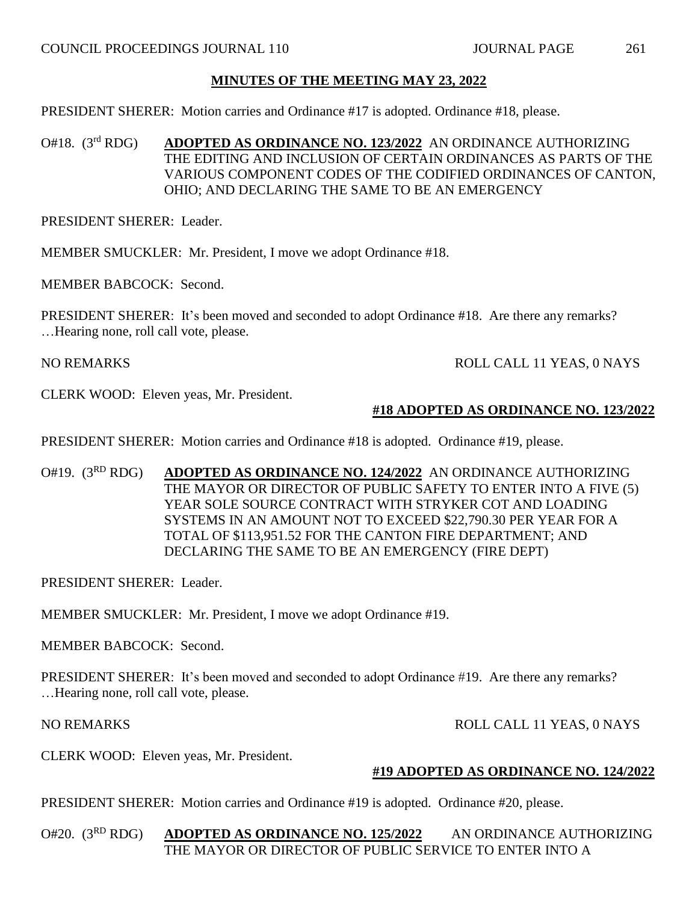**MINUTES OF THE MEETING MAY 23, 2022**

PRESIDENT SHERER: Motion carries and Ordinance #17 is adopted. Ordinance #18, please.

O#18. (3rd RDG) **ADOPTED AS ORDINANCE NO. 123/2022** AN ORDINANCE AUTHORIZING THE EDITING AND INCLUSION OF CERTAIN ORDINANCES AS PARTS OF THE VARIOUS COMPONENT CODES OF THE CODIFIED ORDINANCES OF CANTON, OHIO; AND DECLARING THE SAME TO BE AN EMERGENCY

PRESIDENT SHERER: Leader.

MEMBER SMUCKLER: Mr. President, I move we adopt Ordinance #18.

MEMBER BABCOCK: Second.

PRESIDENT SHERER: It's been moved and seconded to adopt Ordinance #18. Are there any remarks? …Hearing none, roll call vote, please.

NO REMARKS ROLL CALL 11 YEAS, 0 NAYS

CLERK WOOD: Eleven yeas, Mr. President.

**#18 ADOPTED AS ORDINANCE NO. 123/2022**

PRESIDENT SHERER: Motion carries and Ordinance #18 is adopted. Ordinance #19, please.

O#19. (3RD RDG) **ADOPTED AS ORDINANCE NO. 124/2022** AN ORDINANCE AUTHORIZING THE MAYOR OR DIRECTOR OF PUBLIC SAFETY TO ENTER INTO A FIVE (5) YEAR SOLE SOURCE CONTRACT WITH STRYKER COT AND LOADING SYSTEMS IN AN AMOUNT NOT TO EXCEED $22,790.30 PER YEAR FOR A TOTAL OF $113,951.52 FOR THE CANTON FIRE DEPARTMENT; AND DECLARING THE SAME TO BE AN EMERGENCY (FIRE DEPT)

PRESIDENT SHERER: Leader.

MEMBER SMUCKLER: Mr. President, I move we adopt Ordinance #19.

MEMBER BABCOCK: Second.

PRESIDENT SHERER: It's been moved and seconded to adopt Ordinance #19. Are there any remarks? …Hearing none, roll call vote, please.

NO REMARKS ROLL CALL 11 YEAS, 0 NAYS

CLERK WOOD: Eleven yeas, Mr. President.

**#19 ADOPTED AS ORDINANCE NO. 124/2022**

PRESIDENT SHERER: Motion carries and Ordinance #19 is adopted. Ordinance #20, please.

O#20. (3RD RDG) **ADOPTED AS ORDINANCE NO. 125/2022** AN ORDINANCE AUTHORIZING THE MAYOR OR DIRECTOR OF PUBLIC SERVICE TO ENTER INTO A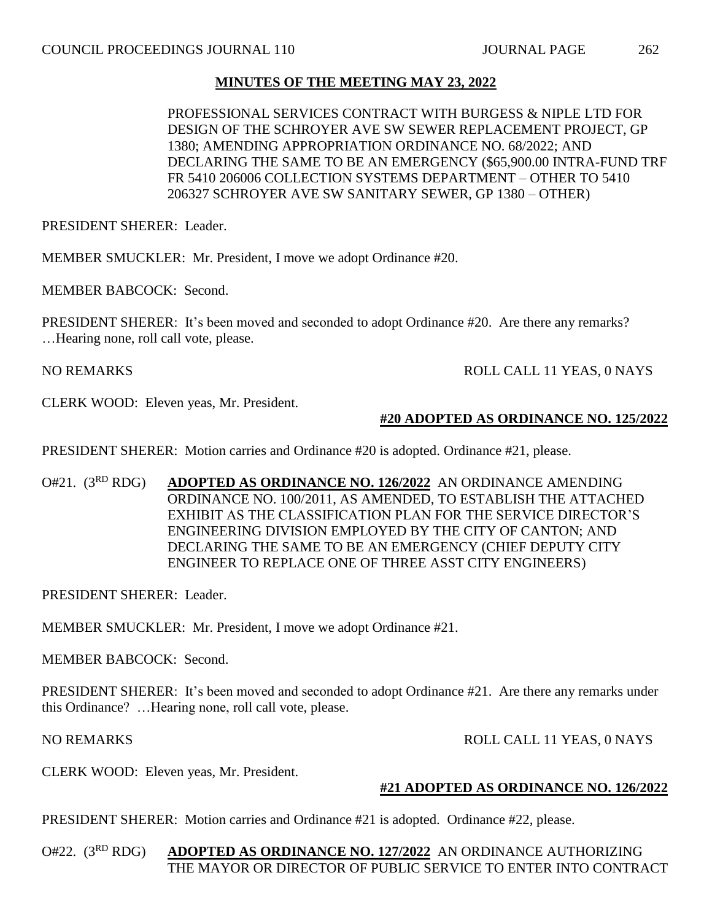**MINUTES OF THE MEETING MAY 23, 2022**

PROFESSIONAL SERVICES CONTRACT WITH BURGESS & NIPLE LTD FOR DESIGN OF THE SCHROYER AVE SW SEWER REPLACEMENT PROJECT, GP 1380; AMENDING APPROPRIATION ORDINANCE NO. 68/2022; AND DECLARING THE SAME TO BE AN EMERGENCY (\$65,900.00 INTRA-FUND TRF FR 5410 206006 COLLECTION SYSTEMS DEPARTMENT – OTHER TO 5410 206327 SCHROYER AVE SW SANITARY SEWER, GP 1380 – OTHER)

PRESIDENT SHERER: Leader.

MEMBER SMUCKLER: Mr. President, I move we adopt Ordinance #20.

MEMBER BABCOCK: Second.

PRESIDENT SHERER: It's been moved and seconded to adopt Ordinance #20. Are there any remarks? …Hearing none, roll call vote, please.

NO REMARKS — ROLL CALL 11 YEAS, 0 NAYS

CLERK WOOD: Eleven yeas, Mr. President.

**#20 ADOPTED AS ORDINANCE NO. 125/2022**

PRESIDENT SHERER: Motion carries and Ordinance #20 is adopted. Ordinance #21, please.

O#21. (3RD RDG) **ADOPTED AS ORDINANCE NO. 126/2022** AN ORDINANCE AMENDING ORDINANCE NO. 100/2011, AS AMENDED, TO ESTABLISH THE ATTACHED EXHIBIT AS THE CLASSIFICATION PLAN FOR THE SERVICE DIRECTOR'S ENGINEERING DIVISION EMPLOYED BY THE CITY OF CANTON; AND DECLARING THE SAME TO BE AN EMERGENCY (CHIEF DEPUTY CITY ENGINEER TO REPLACE ONE OF THREE ASST CITY ENGINEERS)

PRESIDENT SHERER: Leader.

MEMBER SMUCKLER: Mr. President, I move we adopt Ordinance #21.

MEMBER BABCOCK: Second.

PRESIDENT SHERER: It's been moved and seconded to adopt Ordinance #21. Are there any remarks under this Ordinance? …Hearing none, roll call vote, please.

NO REMARKS — ROLL CALL 11 YEAS, 0 NAYS

CLERK WOOD: Eleven yeas, Mr. President.

**#21 ADOPTED AS ORDINANCE NO. 126/2022**

PRESIDENT SHERER: Motion carries and Ordinance #21 is adopted. Ordinance #22, please.

O#22. (3RD RDG) **ADOPTED AS ORDINANCE NO. 127/2022** AN ORDINANCE AUTHORIZING THE MAYOR OR DIRECTOR OF PUBLIC SERVICE TO ENTER INTO CONTRACT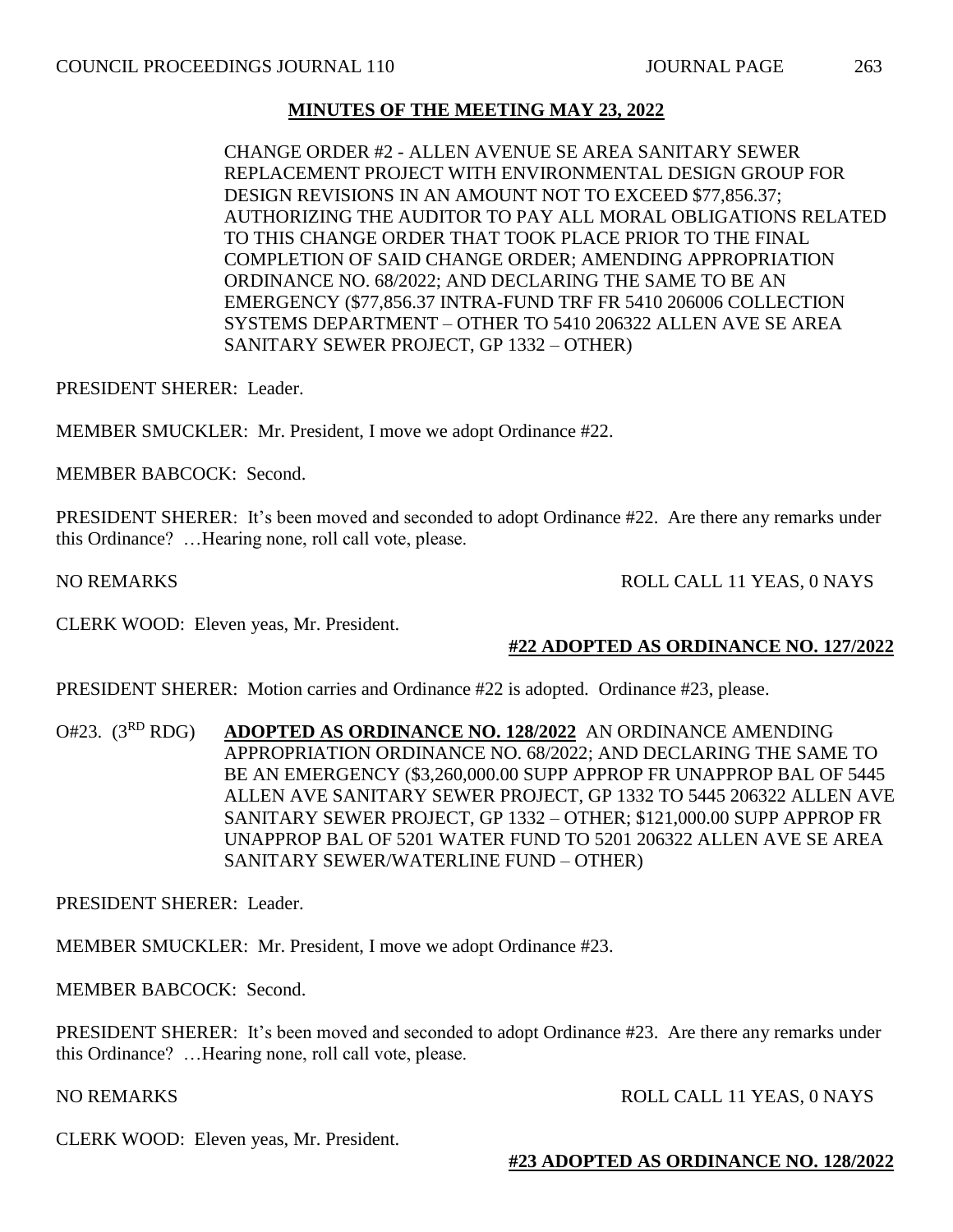## MINUTES OF THE MEETING MAY 23, 2022

CHANGE ORDER #2 - ALLEN AVENUE SE AREA SANITARY SEWER REPLACEMENT PROJECT WITH ENVIRONMENTAL DESIGN GROUP FOR DESIGN REVISIONS IN AN AMOUNT NOT TO EXCEED $77,856.37; AUTHORIZING THE AUDITOR TO PAY ALL MORAL OBLIGATIONS RELATED TO THIS CHANGE ORDER THAT TOOK PLACE PRIOR TO THE FINAL COMPLETION OF SAID CHANGE ORDER; AMENDING APPROPRIATION ORDINANCE NO. 68/2022; AND DECLARING THE SAME TO BE AN EMERGENCY ($77,856.37 INTRA-FUND TRF FR 5410 206006 COLLECTION SYSTEMS DEPARTMENT – OTHER TO 5410 206322 ALLEN AVE SE AREA SANITARY SEWER PROJECT, GP 1332 – OTHER)

PRESIDENT SHERER: Leader.

MEMBER SMUCKLER: Mr. President, I move we adopt Ordinance #22.

MEMBER BABCOCK: Second.

PRESIDENT SHERER: It's been moved and seconded to adopt Ordinance #22. Are there any remarks under this Ordinance? …Hearing none, roll call vote, please.

NO REMARKS — ROLL CALL 11 YEAS, 0 NAYS

CLERK WOOD: Eleven yeas, Mr. President.

**#22 ADOPTED AS ORDINANCE NO. 127/2022**

PRESIDENT SHERER: Motion carries and Ordinance #22 is adopted. Ordinance #23, please.

O#23. (3RD RDG) **ADOPTED AS ORDINANCE NO. 128/2022** AN ORDINANCE AMENDING APPROPRIATION ORDINANCE NO. 68/2022; AND DECLARING THE SAME TO BE AN EMERGENCY ($3,260,000.00 SUPP APPROP FR UNAPPROP BAL OF 5445 ALLEN AVE SANITARY SEWER PROJECT, GP 1332 TO 5445 206322 ALLEN AVE SANITARY SEWER PROJECT, GP 1332 – OTHER; $121,000.00 SUPP APPROP FR UNAPPROP BAL OF 5201 WATER FUND TO 5201 206322 ALLEN AVE SE AREA SANITARY SEWER/WATERLINE FUND – OTHER)

PRESIDENT SHERER: Leader.

MEMBER SMUCKLER: Mr. President, I move we adopt Ordinance #23.

MEMBER BABCOCK: Second.

PRESIDENT SHERER: It's been moved and seconded to adopt Ordinance #23. Are there any remarks under this Ordinance? …Hearing none, roll call vote, please.

NO REMARKS — ROLL CALL 11 YEAS, 0 NAYS

CLERK WOOD: Eleven yeas, Mr. President.

**#23 ADOPTED AS ORDINANCE NO. 128/2022**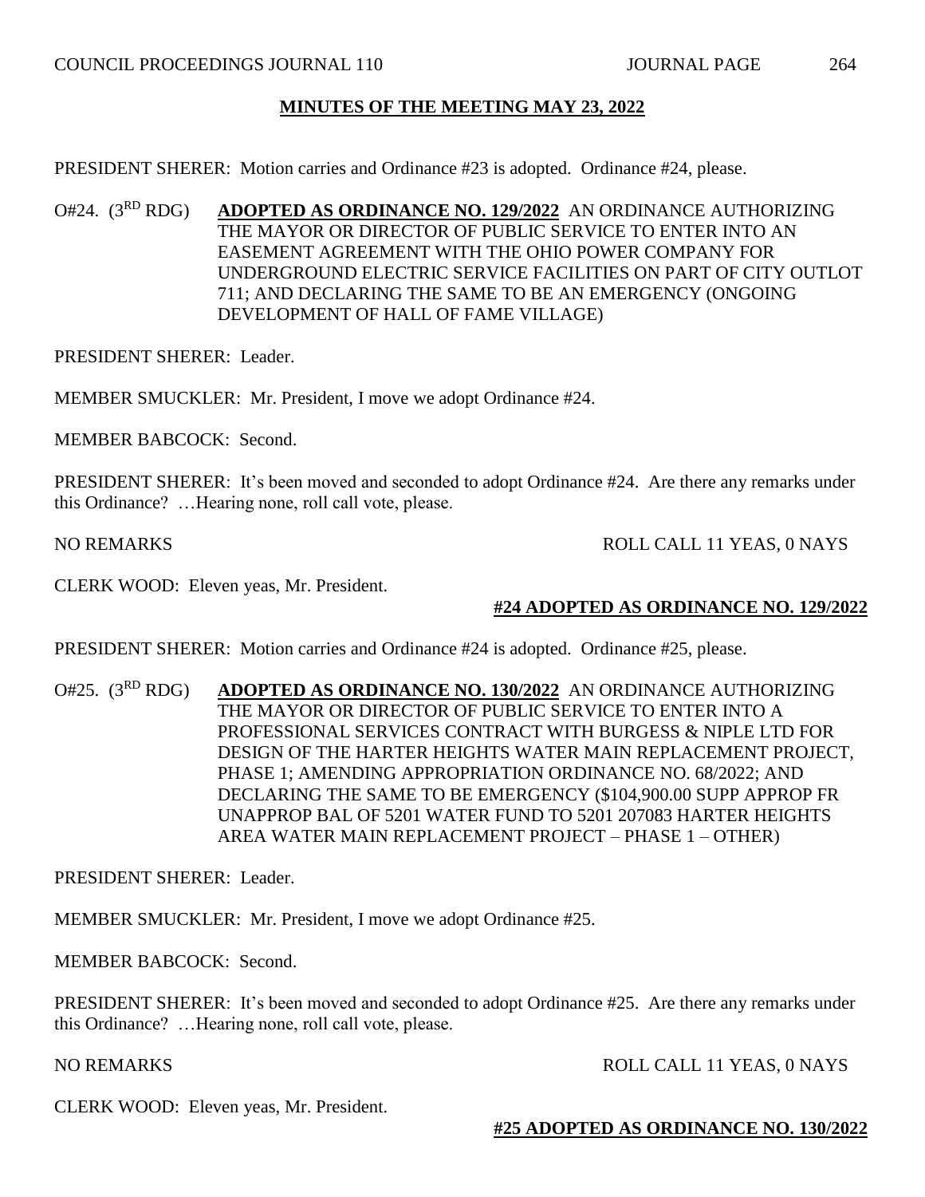## MINUTES OF THE MEETING MAY 23, 2022

PRESIDENT SHERER: Motion carries and Ordinance #23 is adopted. Ordinance #24, please.

O#24. ($3^{RD}$ RDG) **ADOPTED AS ORDINANCE NO. 129/2022** AN ORDINANCE AUTHORIZING THE MAYOR OR DIRECTOR OF PUBLIC SERVICE TO ENTER INTO AN EASEMENT AGREEMENT WITH THE OHIO POWER COMPANY FOR UNDERGROUND ELECTRIC SERVICE FACILITIES ON PART OF CITY OUTLOT 711; AND DECLARING THE SAME TO BE AN EMERGENCY (ONGOING DEVELOPMENT OF HALL OF FAME VILLAGE)

PRESIDENT SHERER: Leader.

MEMBER SMUCKLER: Mr. President, I move we adopt Ordinance #24.

MEMBER BABCOCK: Second.

PRESIDENT SHERER: It's been moved and seconded to adopt Ordinance #24. Are there any remarks under this Ordinance? …Hearing none, roll call vote, please.

NO REMARKS ROLL CALL 11 YEAS, 0 NAYS

CLERK WOOD: Eleven yeas, Mr. President.

**#24 ADOPTED AS ORDINANCE NO. 129/2022**

PRESIDENT SHERER: Motion carries and Ordinance #24 is adopted. Ordinance #25, please.

O#25. ($3^{RD}$ RDG) **ADOPTED AS ORDINANCE NO. 130/2022** AN ORDINANCE AUTHORIZING THE MAYOR OR DIRECTOR OF PUBLIC SERVICE TO ENTER INTO A PROFESSIONAL SERVICES CONTRACT WITH BURGESS & NIPLE LTD FOR DESIGN OF THE HARTER HEIGHTS WATER MAIN REPLACEMENT PROJECT, PHASE 1; AMENDING APPROPRIATION ORDINANCE NO. 68/2022; AND DECLARING THE SAME TO BE EMERGENCY ($104,900.00 SUPP APPROP FR UNAPPROP BAL OF 5201 WATER FUND TO 5201 207083 HARTER HEIGHTS AREA WATER MAIN REPLACEMENT PROJECT – PHASE 1 – OTHER)

PRESIDENT SHERER: Leader.

MEMBER SMUCKLER: Mr. President, I move we adopt Ordinance #25.

MEMBER BABCOCK: Second.

PRESIDENT SHERER: It's been moved and seconded to adopt Ordinance #25. Are there any remarks under this Ordinance? …Hearing none, roll call vote, please.

NO REMARKS ROLL CALL 11 YEAS, 0 NAYS

CLERK WOOD: Eleven yeas, Mr. President.

**#25 ADOPTED AS ORDINANCE NO. 130/2022**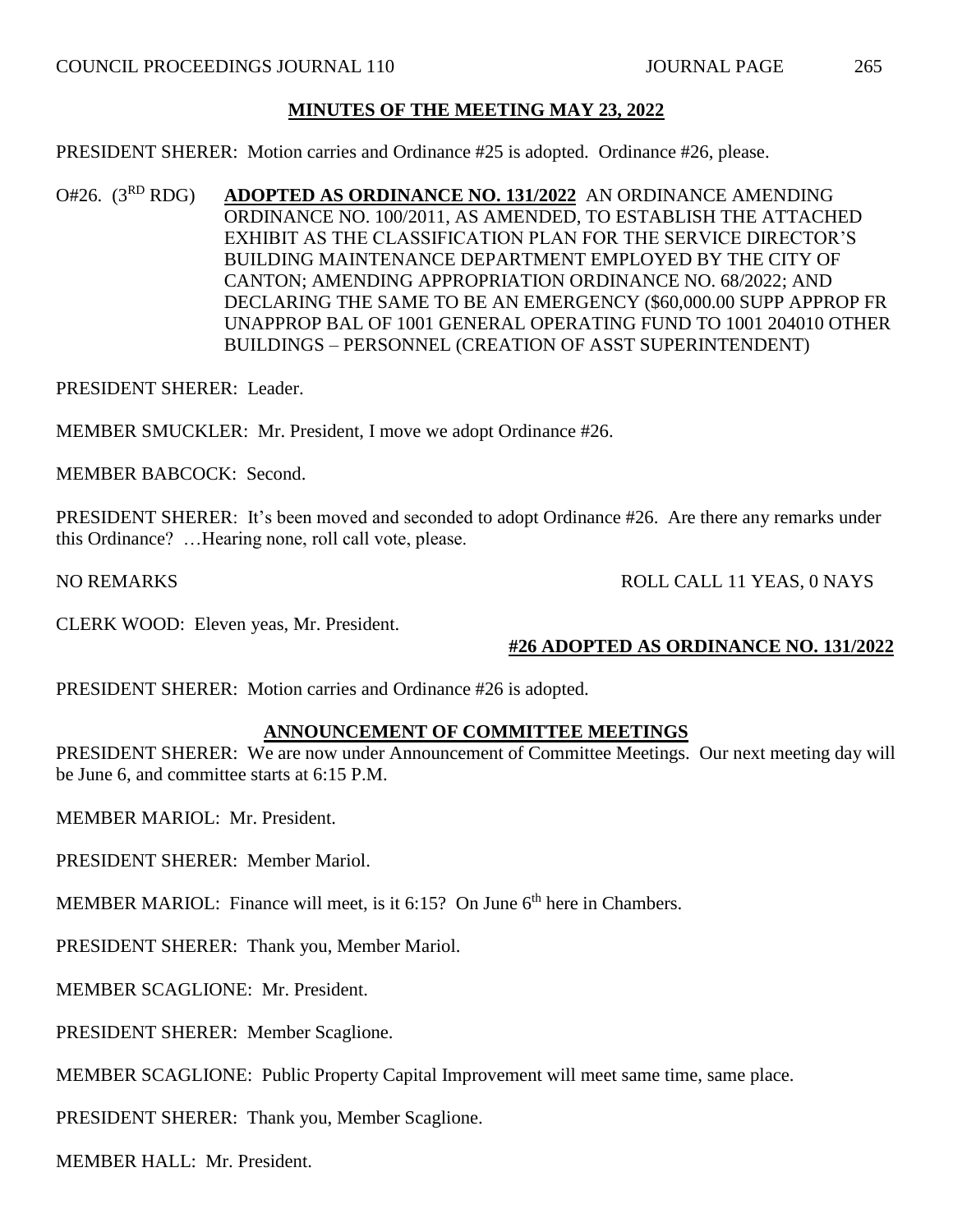## MINUTES OF THE MEETING MAY 23, 2022

PRESIDENT SHERER: Motion carries and Ordinance #25 is adopted. Ordinance #26, please.

O#26. ($3^{RD}$ RDG) **ADOPTED AS ORDINANCE NO. 131/2022** AN ORDINANCE AMENDING ORDINANCE NO. 100/2011, AS AMENDED, TO ESTABLISH THE ATTACHED EXHIBIT AS THE CLASSIFICATION PLAN FOR THE SERVICE DIRECTOR'S BUILDING MAINTENANCE DEPARTMENT EMPLOYED BY THE CITY OF CANTON; AMENDING APPROPRIATION ORDINANCE NO. 68/2022; AND DECLARING THE SAME TO BE AN EMERGENCY ($60,000.00 SUPP APPROP FR UNAPPROP BAL OF 1001 GENERAL OPERATING FUND TO 1001 204010 OTHER BUILDINGS – PERSONNEL (CREATION OF ASST SUPERINTENDENT)

PRESIDENT SHERER: Leader.

MEMBER SMUCKLER: Mr. President, I move we adopt Ordinance #26.

MEMBER BABCOCK: Second.

PRESIDENT SHERER: It's been moved and seconded to adopt Ordinance #26. Are there any remarks under this Ordinance? …Hearing none, roll call vote, please.

NO REMARKS ROLL CALL 11 YEAS, 0 NAYS

CLERK WOOD: Eleven yeas, Mr. President.

**#26 ADOPTED AS ORDINANCE NO. 131/2022**

PRESIDENT SHERER: Motion carries and Ordinance #26 is adopted.

## ANNOUNCEMENT OF COMMITTEE MEETINGS

PRESIDENT SHERER: We are now under Announcement of Committee Meetings. Our next meeting day will be June 6, and committee starts at 6:15 P.M.

MEMBER MARIOL: Mr. President.

PRESIDENT SHERER: Member Mariol.

MEMBER MARIOL: Finance will meet, is it 6:15? On June 6th here in Chambers.

PRESIDENT SHERER: Thank you, Member Mariol.

MEMBER SCAGLIONE: Mr. President.

PRESIDENT SHERER: Member Scaglione.

MEMBER SCAGLIONE: Public Property Capital Improvement will meet same time, same place.

PRESIDENT SHERER: Thank you, Member Scaglione.

MEMBER HALL: Mr. President.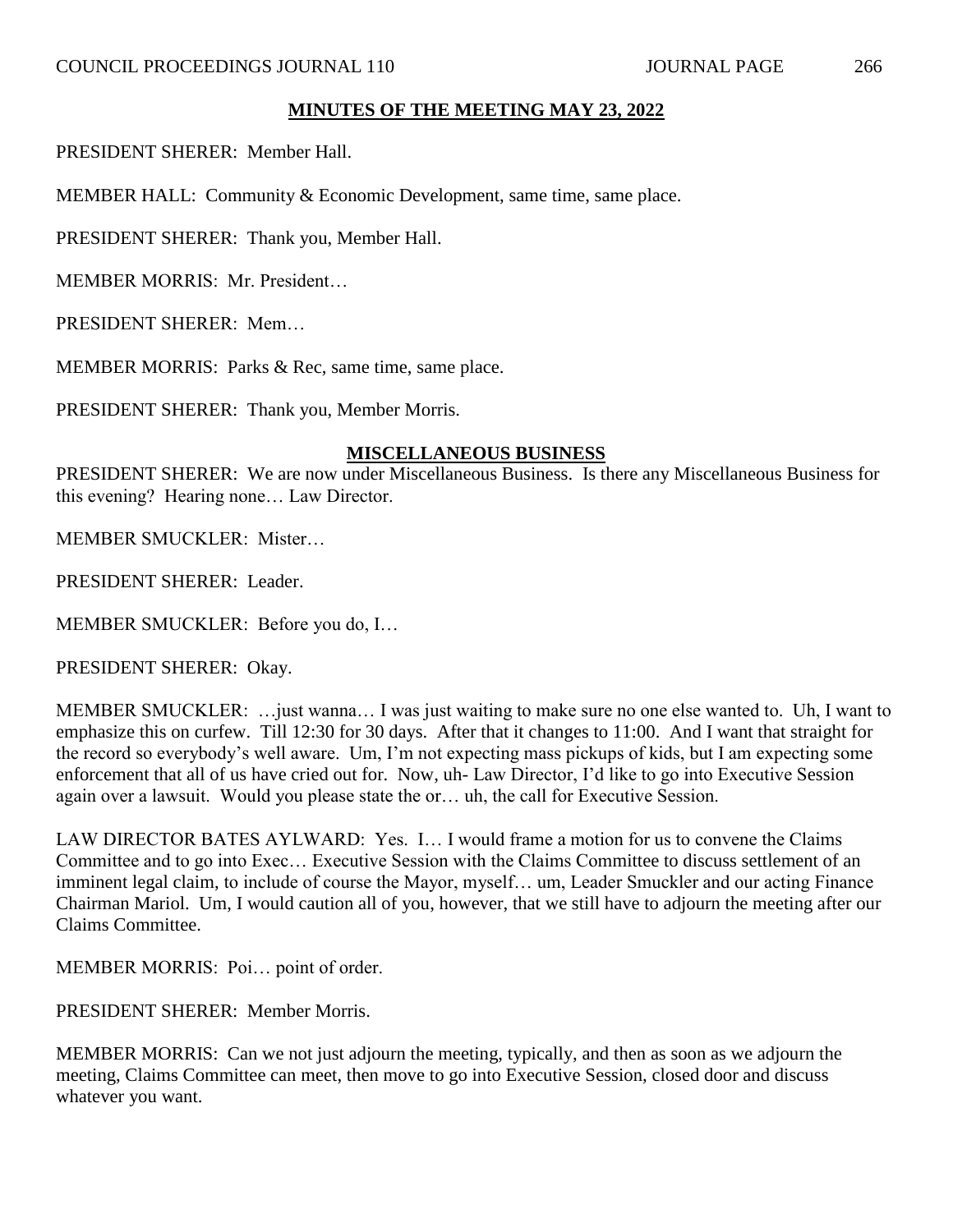**MINUTES OF THE MEETING MAY 23, 2022**

PRESIDENT SHERER: Member Hall.

MEMBER HALL: Community & Economic Development, same time, same place.

PRESIDENT SHERER: Thank you, Member Hall.

MEMBER MORRIS: Mr. President…

PRESIDENT SHERER: Mem…

MEMBER MORRIS: Parks & Rec, same time, same place.

PRESIDENT SHERER: Thank you, Member Morris.

**MISCELLANEOUS BUSINESS**

PRESIDENT SHERER: We are now under Miscellaneous Business. Is there any Miscellaneous Business for this evening? Hearing none… Law Director.

MEMBER SMUCKLER: Mister…

PRESIDENT SHERER: Leader.

MEMBER SMUCKLER: Before you do, I…

PRESIDENT SHERER: Okay.

MEMBER SMUCKLER: …just wanna… I was just waiting to make sure no one else wanted to. Uh, I want to emphasize this on curfew. Till 12:30 for 30 days. After that it changes to 11:00. And I want that straight for the record so everybody's well aware. Um, I'm not expecting mass pickups of kids, but I am expecting some enforcement that all of us have cried out for. Now, uh- Law Director, I'd like to go into Executive Session again over a lawsuit. Would you please state the or… uh, the call for Executive Session.

LAW DIRECTOR BATES AYLWARD: Yes. I… I would frame a motion for us to convene the Claims Committee and to go into Exec… Executive Session with the Claims Committee to discuss settlement of an imminent legal claim, to include of course the Mayor, myself… um, Leader Smuckler and our acting Finance Chairman Mariol. Um, I would caution all of you, however, that we still have to adjourn the meeting after our Claims Committee.

MEMBER MORRIS: Poi… point of order.

PRESIDENT SHERER: Member Morris.

MEMBER MORRIS: Can we not just adjourn the meeting, typically, and then as soon as we adjourn the meeting, Claims Committee can meet, then move to go into Executive Session, closed door and discuss whatever you want.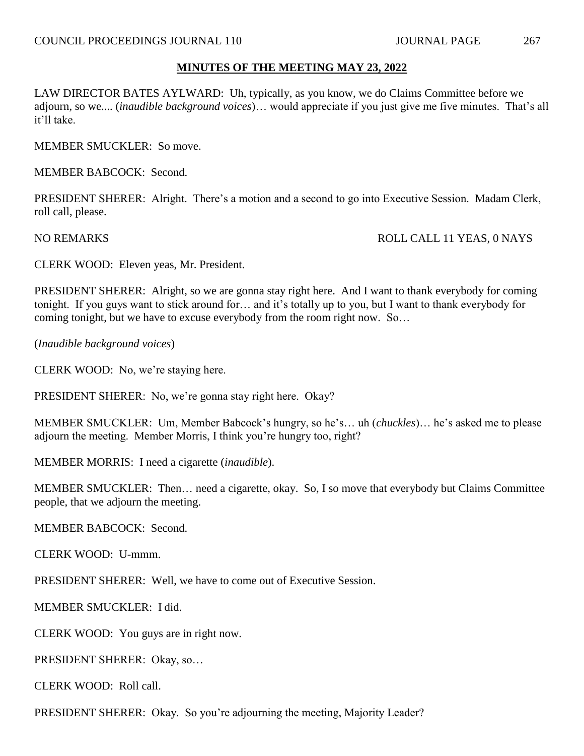**MINUTES OF THE MEETING MAY 23, 2022**

LAW DIRECTOR BATES AYLWARD: Uh, typically, as you know, we do Claims Committee before we adjourn, so we.... (*inaudible background voices*)… would appreciate if you just give me five minutes. That's all it'll take.

MEMBER SMUCKLER: So move.

MEMBER BABCOCK: Second.

PRESIDENT SHERER: Alright. There's a motion and a second to go into Executive Session. Madam Clerk, roll call, please.

NO REMARKS ROLL CALL 11 YEAS, 0 NAYS

CLERK WOOD: Eleven yeas, Mr. President.

PRESIDENT SHERER: Alright, so we are gonna stay right here. And I want to thank everybody for coming tonight. If you guys want to stick around for… and it's totally up to you, but I want to thank everybody for coming tonight, but we have to excuse everybody from the room right now. So…

(*Inaudible background voices*)

CLERK WOOD: No, we're staying here.

PRESIDENT SHERER: No, we're gonna stay right here. Okay?

MEMBER SMUCKLER: Um, Member Babcock's hungry, so he's… uh (*chuckles*)… he's asked me to please adjourn the meeting. Member Morris, I think you're hungry too, right?

MEMBER MORRIS: I need a cigarette (*inaudible*).

MEMBER SMUCKLER: Then… need a cigarette, okay. So, I so move that everybody but Claims Committee people, that we adjourn the meeting.

MEMBER BABCOCK: Second.

CLERK WOOD: U-mmm.

PRESIDENT SHERER: Well, we have to come out of Executive Session.

MEMBER SMUCKLER: I did.

CLERK WOOD: You guys are in right now.

PRESIDENT SHERER: Okay, so…

CLERK WOOD: Roll call.

PRESIDENT SHERER: Okay. So you're adjourning the meeting, Majority Leader?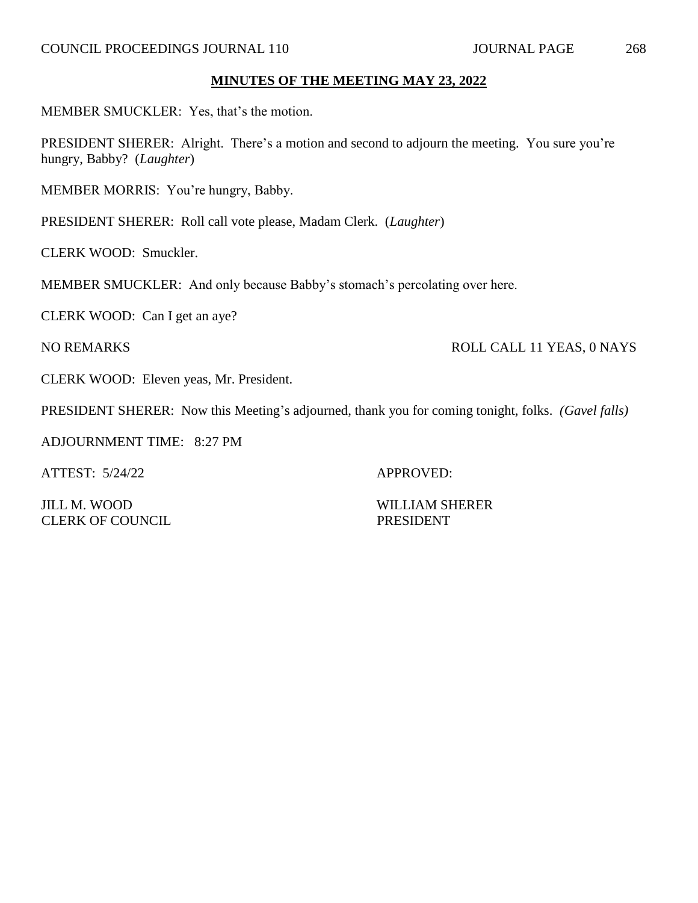## MINUTES OF THE MEETING MAY 23, 2022

MEMBER SMUCKLER: Yes, that's the motion.

PRESIDENT SHERER: Alright. There's a motion and second to adjourn the meeting. You sure you're hungry, Babby? (*Laughter*)

MEMBER MORRIS: You're hungry, Babby.

PRESIDENT SHERER: Roll call vote please, Madam Clerk. (*Laughter*)

CLERK WOOD: Smuckler.

MEMBER SMUCKLER: And only because Babby's stomach's percolating over here.

CLERK WOOD: Can I get an aye?

NO REMARKS ROLL CALL 11 YEAS, 0 NAYS

CLERK WOOD: Eleven yeas, Mr. President.

PRESIDENT SHERER: Now this Meeting's adjourned, thank you for coming tonight, folks. *(Gavel falls)*

ADJOURNMENT TIME: 8:27 PM

ATTEST: 5/24/22

JILL M. WOOD
CLERK OF COUNCIL

APPROVED:

WILLIAM SHERER
PRESIDENT